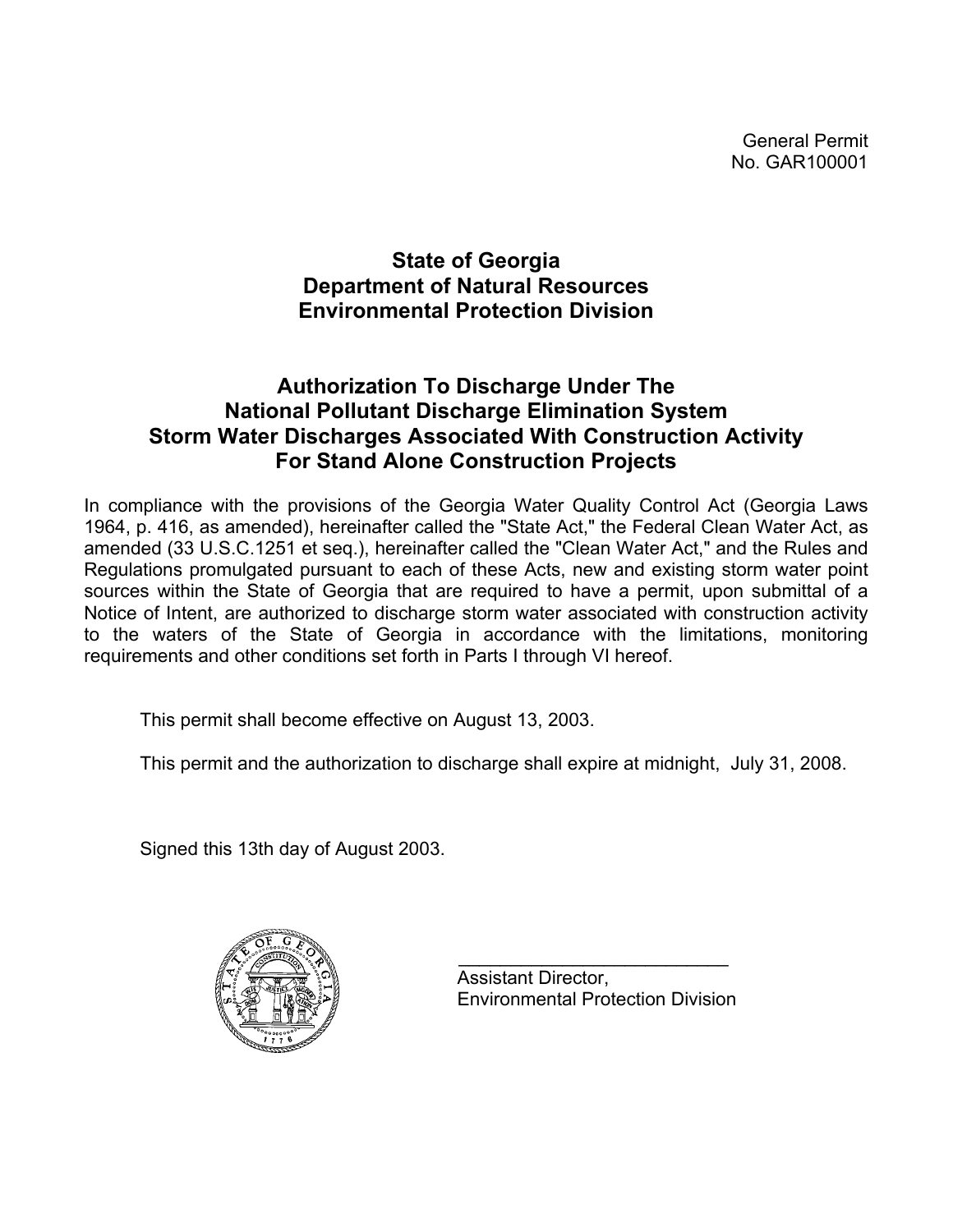General Permit
No. GAR100001

# State of Georgia
# Department of Natural Resources
# Environmental Protection Division

## Authorization To Discharge Under The National Pollutant Discharge Elimination System Storm Water Discharges Associated With Construction Activity For Stand Alone Construction Projects

In compliance with the provisions of the Georgia Water Quality Control Act (Georgia Laws 1964, p. 416, as amended), hereinafter called the "State Act," the Federal Clean Water Act, as amended (33 U.S.C.1251 et seq.), hereinafter called the "Clean Water Act," and the Rules and Regulations promulgated pursuant to each of these Acts, new and existing storm water point sources within the State of Georgia that are required to have a permit, upon submittal of a Notice of Intent, are authorized to discharge storm water associated with construction activity to the waters of the State of Georgia in accordance with the limitations, monitoring requirements and other conditions set forth in Parts I through VI hereof.

This permit shall become effective on August 13, 2003.

This permit and the authorization to discharge shall expire at midnight, July 31, 2008.

Signed this 13th day of August 2003.

\_\_\_\_\_\_\_\_\_\_\_\_\_\_\_\_\_\_\_\_\_\_\_\_\_\_\_\_
Assistant Director,
Environmental Protection Division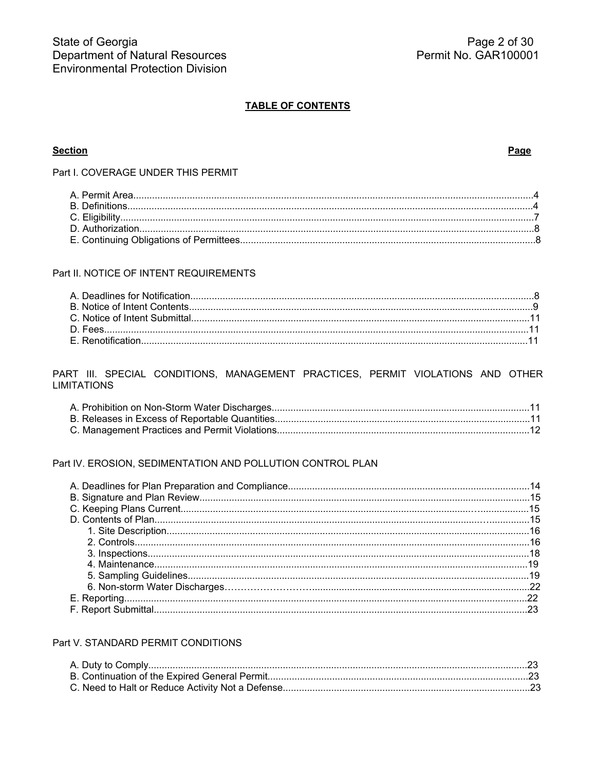**TABLE OF CONTENTS**

| Section | Page |
| --- | --- |
| Part I. COVERAGE UNDER THIS PERMIT | |
| A. Permit Area | 4 |
| B. Definitions | 4 |
| C. Eligibility | 7 |
| D. Authorization | 8 |
| E. Continuing Obligations of Permittees | 8 |
| Part II. NOTICE OF INTENT REQUIREMENTS | |
| A. Deadlines for Notification | 8 |
| B. Notice of Intent Contents | 9 |
| C. Notice of Intent Submittal | 11 |
| D. Fees | 11 |
| E. Renotification | 11 |
| PART III. SPECIAL CONDITIONS, MANAGEMENT PRACTICES, PERMIT VIOLATIONS AND OTHER LIMITATIONS | |
| A. Prohibition on Non-Storm Water Discharges | 11 |
| B. Releases in Excess of Reportable Quantities | 11 |
| C. Management Practices and Permit Violations | 12 |
| Part IV. EROSION, SEDIMENTATION AND POLLUTION CONTROL PLAN | |
| A. Deadlines for Plan Preparation and Compliance | 14 |
| B. Signature and Plan Review | 15 |
| C. Keeping Plans Current | 15 |
| D. Contents of Plan | 15 |
| 1. Site Description | 16 |
| 2. Controls | 16 |
| 3. Inspections | 18 |
| 4. Maintenance | 19 |
| 5. Sampling Guidelines | 19 |
| 6. Non-storm Water Discharges | 22 |
| E. Reporting | 22 |
| F. Report Submittal | 23 |
| Part V. STANDARD PERMIT CONDITIONS | |
| A. Duty to Comply | 23 |
| B. Continuation of the Expired General Permit | 23 |
| C. Need to Halt or Reduce Activity Not a Defense | 23 |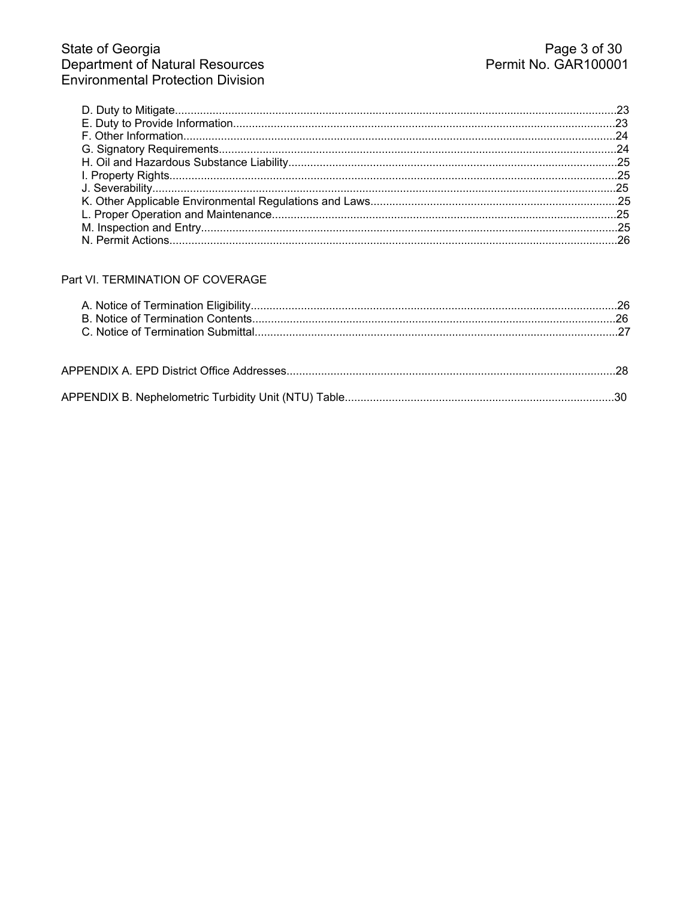D. Duty to Mitigate....................................................................................................................................23
E. Duty to Provide Information.................................................................................................................23
F. Other Information.................................................................................................................................24
G. Signatory Requirements......................................................................................................................24
H. Oil and Hazardous Substance Liability................................................................................................25
I. Property Rights......................................................................................................................................25
J. Severability............................................................................................................................................25
K. Other Applicable Environmental Regulations and Laws.......................................................................25
L. Proper Operation and Maintenance.....................................................................................................25
M. Inspection and Entry............................................................................................................................25
N. Permit Actions......................................................................................................................................26

Part VI. TERMINATION OF COVERAGE

A. Notice of Termination Eligibility.............................................................................................................26
B. Notice of Termination Contents............................................................................................................26
C. Notice of Termination Submittal............................................................................................................27

APPENDIX A. EPD District Office Addresses.................................................................................................28

APPENDIX B. Nephelometric Turbidity Unit (NTU) Table..............................................................................30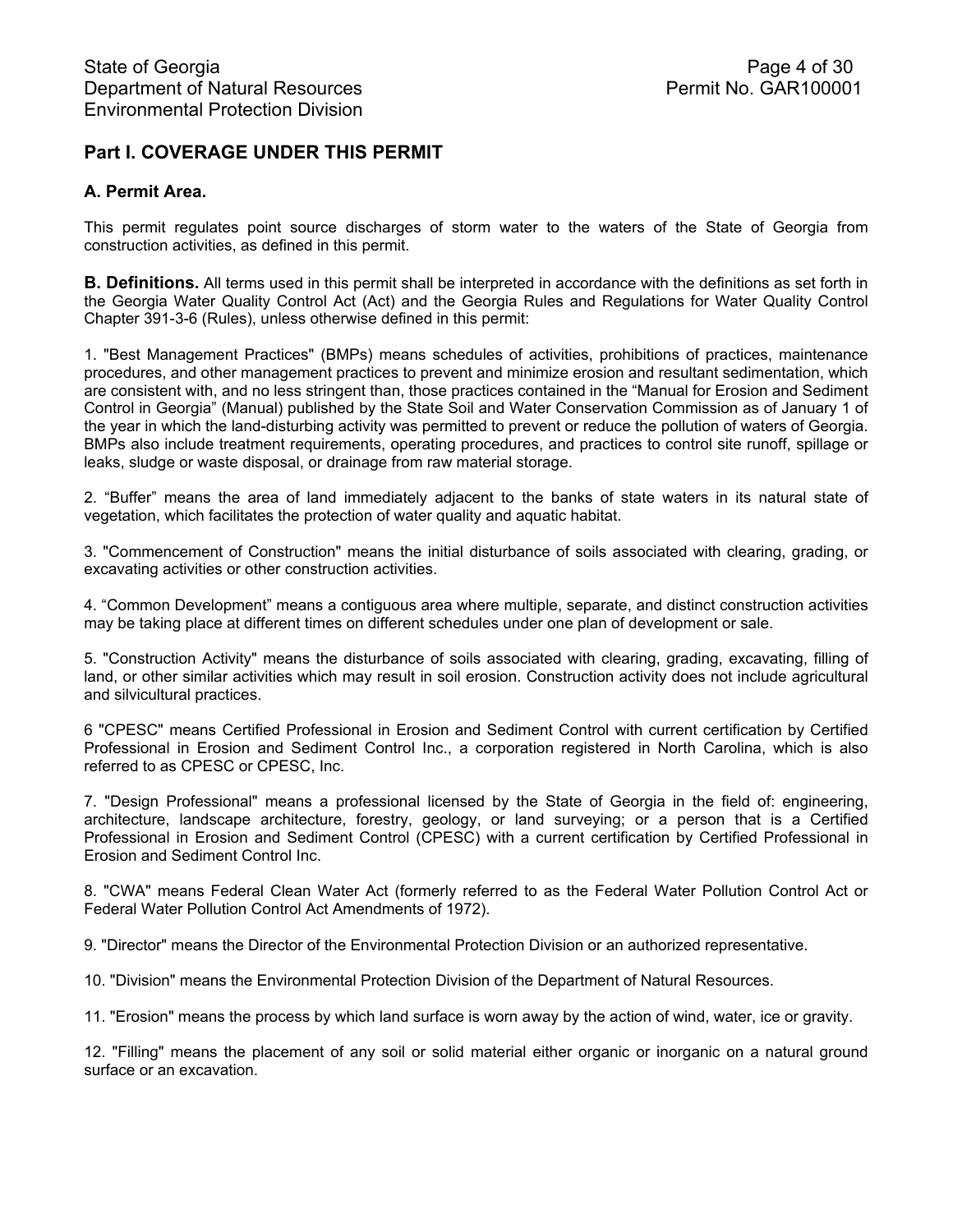## Part I. COVERAGE UNDER THIS PERMIT

### A. Permit Area.

This permit regulates point source discharges of storm water to the waters of the State of Georgia from construction activities, as defined in this permit.

**B. Definitions.** All terms used in this permit shall be interpreted in accordance with the definitions as set forth in the Georgia Water Quality Control Act (Act) and the Georgia Rules and Regulations for Water Quality Control Chapter 391-3-6 (Rules), unless otherwise defined in this permit:

1. "Best Management Practices" (BMPs) means schedules of activities, prohibitions of practices, maintenance procedures, and other management practices to prevent and minimize erosion and resultant sedimentation, which are consistent with, and no less stringent than, those practices contained in the "Manual for Erosion and Sediment Control in Georgia" (Manual) published by the State Soil and Water Conservation Commission as of January 1 of the year in which the land-disturbing activity was permitted to prevent or reduce the pollution of waters of Georgia. BMPs also include treatment requirements, operating procedures, and practices to control site runoff, spillage or leaks, sludge or waste disposal, or drainage from raw material storage.

2. "Buffer" means the area of land immediately adjacent to the banks of state waters in its natural state of vegetation, which facilitates the protection of water quality and aquatic habitat.

3. "Commencement of Construction" means the initial disturbance of soils associated with clearing, grading, or excavating activities or other construction activities.

4. "Common Development" means a contiguous area where multiple, separate, and distinct construction activities may be taking place at different times on different schedules under one plan of development or sale.

5. "Construction Activity" means the disturbance of soils associated with clearing, grading, excavating, filling of land, or other similar activities which may result in soil erosion. Construction activity does not include agricultural and silvicultural practices.

6 "CPESC" means Certified Professional in Erosion and Sediment Control with current certification by Certified Professional in Erosion and Sediment Control Inc., a corporation registered in North Carolina, which is also referred to as CPESC or CPESC, Inc.

7. "Design Professional" means a professional licensed by the State of Georgia in the field of: engineering, architecture, landscape architecture, forestry, geology, or land surveying; or a person that is a Certified Professional in Erosion and Sediment Control (CPESC) with a current certification by Certified Professional in Erosion and Sediment Control Inc.

8. "CWA" means Federal Clean Water Act (formerly referred to as the Federal Water Pollution Control Act or Federal Water Pollution Control Act Amendments of 1972).

9. "Director" means the Director of the Environmental Protection Division or an authorized representative.

10. "Division" means the Environmental Protection Division of the Department of Natural Resources.

11. "Erosion" means the process by which land surface is worn away by the action of wind, water, ice or gravity.

12. "Filling" means the placement of any soil or solid material either organic or inorganic on a natural ground surface or an excavation.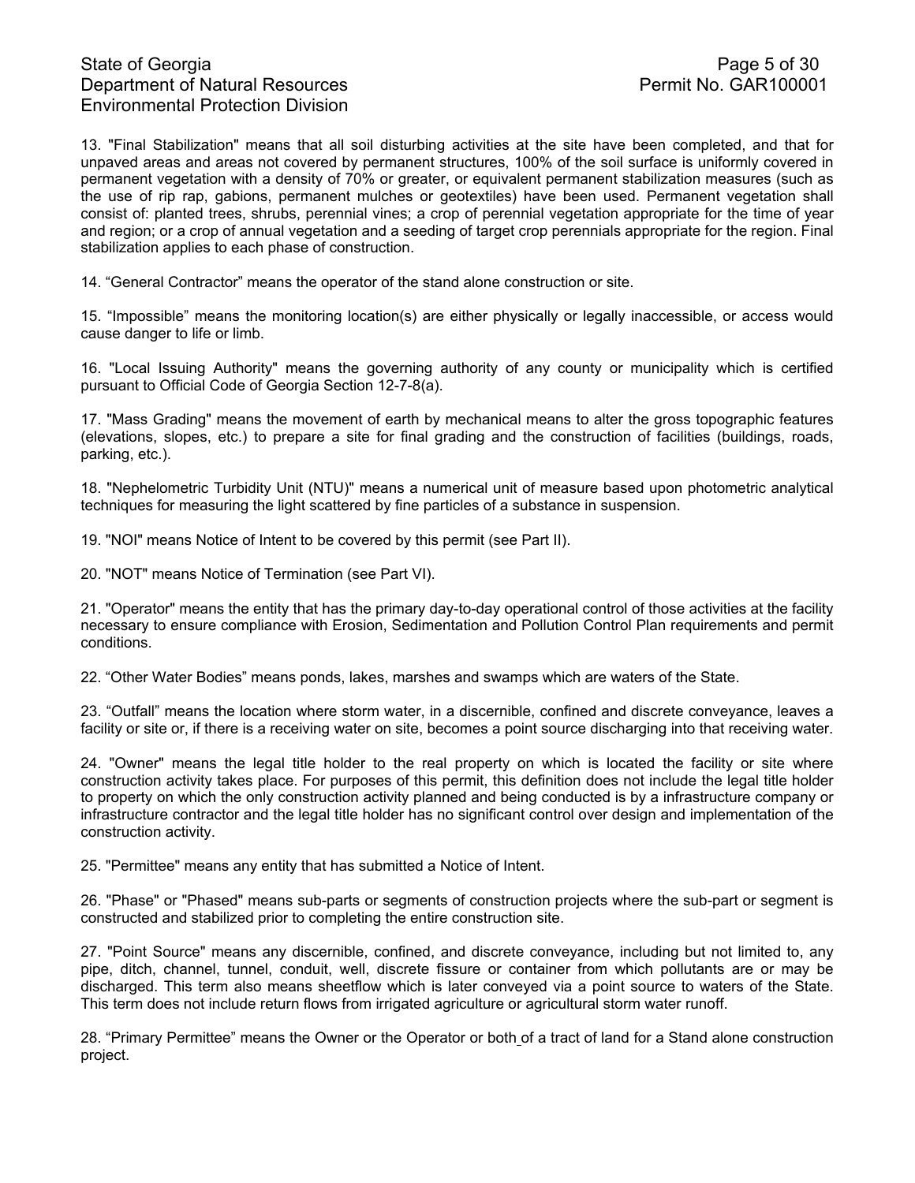13. "Final Stabilization" means that all soil disturbing activities at the site have been completed, and that for unpaved areas and areas not covered by permanent structures, 100% of the soil surface is uniformly covered in permanent vegetation with a density of 70% or greater, or equivalent permanent stabilization measures (such as the use of rip rap, gabions, permanent mulches or geotextiles) have been used. Permanent vegetation shall consist of: planted trees, shrubs, perennial vines; a crop of perennial vegetation appropriate for the time of year and region; or a crop of annual vegetation and a seeding of target crop perennials appropriate for the region. Final stabilization applies to each phase of construction.

14. "General Contractor" means the operator of the stand alone construction or site.

15. "Impossible" means the monitoring location(s) are either physically or legally inaccessible, or access would cause danger to life or limb.

16. "Local Issuing Authority" means the governing authority of any county or municipality which is certified pursuant to Official Code of Georgia Section 12-7-8(a).

17. "Mass Grading" means the movement of earth by mechanical means to alter the gross topographic features (elevations, slopes, etc.) to prepare a site for final grading and the construction of facilities (buildings, roads, parking, etc.).

18. "Nephelometric Turbidity Unit (NTU)" means a numerical unit of measure based upon photometric analytical techniques for measuring the light scattered by fine particles of a substance in suspension.

19. "NOI" means Notice of Intent to be covered by this permit (see Part II).

20. "NOT" means Notice of Termination (see Part VI).

21. "Operator" means the entity that has the primary day-to-day operational control of those activities at the facility necessary to ensure compliance with Erosion, Sedimentation and Pollution Control Plan requirements and permit conditions.

22. "Other Water Bodies" means ponds, lakes, marshes and swamps which are waters of the State.

23. "Outfall" means the location where storm water, in a discernible, confined and discrete conveyance, leaves a facility or site or, if there is a receiving water on site, becomes a point source discharging into that receiving water.

24. "Owner" means the legal title holder to the real property on which is located the facility or site where construction activity takes place. For purposes of this permit, this definition does not include the legal title holder to property on which the only construction activity planned and being conducted is by a infrastructure company or infrastructure contractor and the legal title holder has no significant control over design and implementation of the construction activity.

25. "Permittee" means any entity that has submitted a Notice of Intent.

26. "Phase" or "Phased" means sub-parts or segments of construction projects where the sub-part or segment is constructed and stabilized prior to completing the entire construction site.

27. "Point Source" means any discernible, confined, and discrete conveyance, including but not limited to, any pipe, ditch, channel, tunnel, conduit, well, discrete fissure or container from which pollutants are or may be discharged. This term also means sheetflow which is later conveyed via a point source to waters of the State. This term does not include return flows from irrigated agriculture or agricultural storm water runoff.

28. "Primary Permittee" means the Owner or the Operator or both of a tract of land for a Stand alone construction project.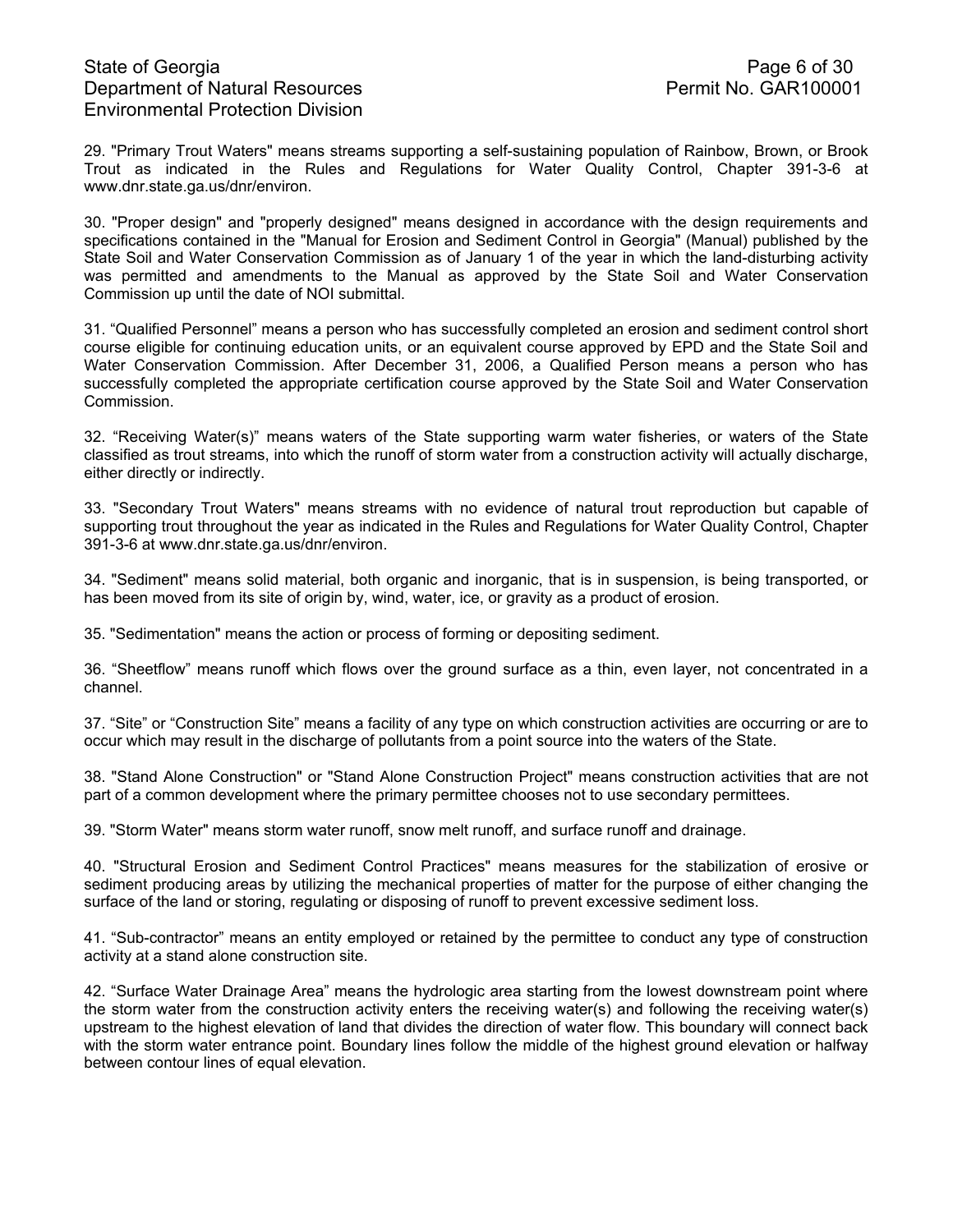29. "Primary Trout Waters" means streams supporting a self-sustaining population of Rainbow, Brown, or Brook Trout as indicated in the Rules and Regulations for Water Quality Control, Chapter 391-3-6 at www.dnr.state.ga.us/dnr/environ.

30. "Proper design" and "properly designed" means designed in accordance with the design requirements and specifications contained in the "Manual for Erosion and Sediment Control in Georgia" (Manual) published by the State Soil and Water Conservation Commission as of January 1 of the year in which the land-disturbing activity was permitted and amendments to the Manual as approved by the State Soil and Water Conservation Commission up until the date of NOI submittal.

31. "Qualified Personnel" means a person who has successfully completed an erosion and sediment control short course eligible for continuing education units, or an equivalent course approved by EPD and the State Soil and Water Conservation Commission. After December 31, 2006, a Qualified Person means a person who has successfully completed the appropriate certification course approved by the State Soil and Water Conservation Commission.

32. "Receiving Water(s)" means waters of the State supporting warm water fisheries, or waters of the State classified as trout streams, into which the runoff of storm water from a construction activity will actually discharge, either directly or indirectly.

33. "Secondary Trout Waters" means streams with no evidence of natural trout reproduction but capable of supporting trout throughout the year as indicated in the Rules and Regulations for Water Quality Control, Chapter 391-3-6 at www.dnr.state.ga.us/dnr/environ.

34. "Sediment" means solid material, both organic and inorganic, that is in suspension, is being transported, or has been moved from its site of origin by, wind, water, ice, or gravity as a product of erosion.

35. "Sedimentation" means the action or process of forming or depositing sediment.

36. "Sheetflow" means runoff which flows over the ground surface as a thin, even layer, not concentrated in a channel.

37. "Site" or "Construction Site" means a facility of any type on which construction activities are occurring or are to occur which may result in the discharge of pollutants from a point source into the waters of the State.

38. "Stand Alone Construction" or "Stand Alone Construction Project" means construction activities that are not part of a common development where the primary permittee chooses not to use secondary permittees.

39. "Storm Water" means storm water runoff, snow melt runoff, and surface runoff and drainage.

40. "Structural Erosion and Sediment Control Practices" means measures for the stabilization of erosive or sediment producing areas by utilizing the mechanical properties of matter for the purpose of either changing the surface of the land or storing, regulating or disposing of runoff to prevent excessive sediment loss.

41. "Sub-contractor" means an entity employed or retained by the permittee to conduct any type of construction activity at a stand alone construction site.

42. "Surface Water Drainage Area" means the hydrologic area starting from the lowest downstream point where the storm water from the construction activity enters the receiving water(s) and following the receiving water(s) upstream to the highest elevation of land that divides the direction of water flow. This boundary will connect back with the storm water entrance point. Boundary lines follow the middle of the highest ground elevation or halfway between contour lines of equal elevation.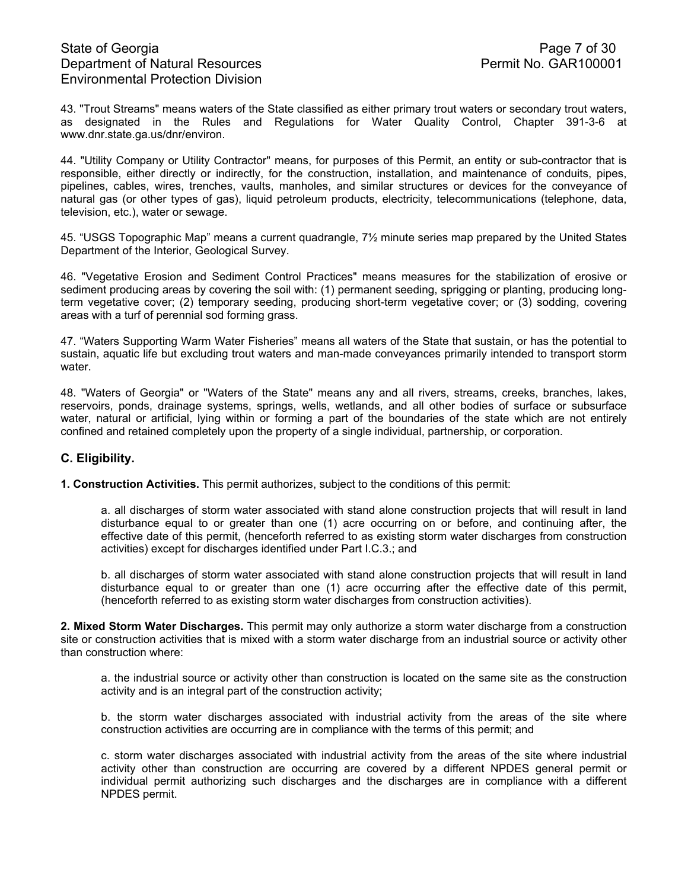43. "Trout Streams" means waters of the State classified as either primary trout waters or secondary trout waters, as designated in the Rules and Regulations for Water Quality Control, Chapter 391-3-6 at www.dnr.state.ga.us/dnr/environ.

44. "Utility Company or Utility Contractor" means, for purposes of this Permit, an entity or sub-contractor that is responsible, either directly or indirectly, for the construction, installation, and maintenance of conduits, pipes, pipelines, cables, wires, trenches, vaults, manholes, and similar structures or devices for the conveyance of natural gas (or other types of gas), liquid petroleum products, electricity, telecommunications (telephone, data, television, etc.), water or sewage.

45. "USGS Topographic Map" means a current quadrangle, 7½ minute series map prepared by the United States Department of the Interior, Geological Survey.

46. "Vegetative Erosion and Sediment Control Practices" means measures for the stabilization of erosive or sediment producing areas by covering the soil with: (1) permanent seeding, sprigging or planting, producing long-term vegetative cover; (2) temporary seeding, producing short-term vegetative cover; or (3) sodding, covering areas with a turf of perennial sod forming grass.

47. "Waters Supporting Warm Water Fisheries" means all waters of the State that sustain, or has the potential to sustain, aquatic life but excluding trout waters and man-made conveyances primarily intended to transport storm water.

48. "Waters of Georgia" or "Waters of the State" means any and all rivers, streams, creeks, branches, lakes, reservoirs, ponds, drainage systems, springs, wells, wetlands, and all other bodies of surface or subsurface water, natural or artificial, lying within or forming a part of the boundaries of the state which are not entirely confined and retained completely upon the property of a single individual, partnership, or corporation.

## C. Eligibility.

**1. Construction Activities.** This permit authorizes, subject to the conditions of this permit:

a. all discharges of storm water associated with stand alone construction projects that will result in land disturbance equal to or greater than one (1) acre occurring on or before, and continuing after, the effective date of this permit, (henceforth referred to as existing storm water discharges from construction activities) except for discharges identified under Part I.C.3.; and

b. all discharges of storm water associated with stand alone construction projects that will result in land disturbance equal to or greater than one (1) acre occurring after the effective date of this permit, (henceforth referred to as existing storm water discharges from construction activities).

**2. Mixed Storm Water Discharges.** This permit may only authorize a storm water discharge from a construction site or construction activities that is mixed with a storm water discharge from an industrial source or activity other than construction where:

a. the industrial source or activity other than construction is located on the same site as the construction activity and is an integral part of the construction activity;

b. the storm water discharges associated with industrial activity from the areas of the site where construction activities are occurring are in compliance with the terms of this permit; and

c. storm water discharges associated with industrial activity from the areas of the site where industrial activity other than construction are occurring are covered by a different NPDES general permit or individual permit authorizing such discharges and the discharges are in compliance with a different NPDES permit.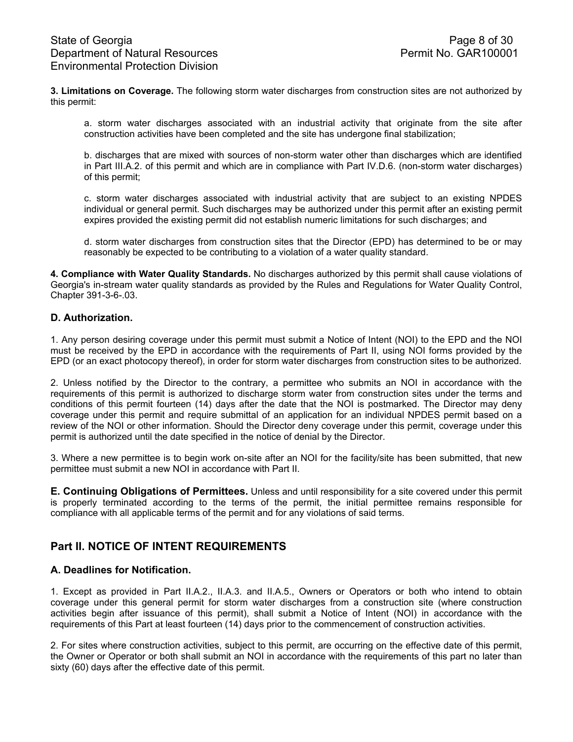**3. Limitations on Coverage.** The following storm water discharges from construction sites are not authorized by this permit:

a. storm water discharges associated with an industrial activity that originate from the site after construction activities have been completed and the site has undergone final stabilization;

b. discharges that are mixed with sources of non-storm water other than discharges which are identified in Part III.A.2. of this permit and which are in compliance with Part IV.D.6. (non-storm water discharges) of this permit;

c. storm water discharges associated with industrial activity that are subject to an existing NPDES individual or general permit. Such discharges may be authorized under this permit after an existing permit expires provided the existing permit did not establish numeric limitations for such discharges; and

d. storm water discharges from construction sites that the Director (EPD) has determined to be or may reasonably be expected to be contributing to a violation of a water quality standard.

**4. Compliance with Water Quality Standards.** No discharges authorized by this permit shall cause violations of Georgia's in-stream water quality standards as provided by the Rules and Regulations for Water Quality Control, Chapter 391-3-6-.03.

### D. Authorization.

1. Any person desiring coverage under this permit must submit a Notice of Intent (NOI) to the EPD and the NOI must be received by the EPD in accordance with the requirements of Part II, using NOI forms provided by the EPD (or an exact photocopy thereof), in order for storm water discharges from construction sites to be authorized.

2. Unless notified by the Director to the contrary, a permittee who submits an NOI in accordance with the requirements of this permit is authorized to discharge storm water from construction sites under the terms and conditions of this permit fourteen (14) days after the date that the NOI is postmarked. The Director may deny coverage under this permit and require submittal of an application for an individual NPDES permit based on a review of the NOI or other information. Should the Director deny coverage under this permit, coverage under this permit is authorized until the date specified in the notice of denial by the Director.

3. Where a new permittee is to begin work on-site after an NOI for the facility/site has been submitted, that new permittee must submit a new NOI in accordance with Part II.

**E. Continuing Obligations of Permittees.** Unless and until responsibility for a site covered under this permit is properly terminated according to the terms of the permit, the initial permittee remains responsible for compliance with all applicable terms of the permit and for any violations of said terms.

## Part II. NOTICE OF INTENT REQUIREMENTS

### A. Deadlines for Notification.

1. Except as provided in Part II.A.2., II.A.3. and II.A.5., Owners or Operators or both who intend to obtain coverage under this general permit for storm water discharges from a construction site (where construction activities begin after issuance of this permit), shall submit a Notice of Intent (NOI) in accordance with the requirements of this Part at least fourteen (14) days prior to the commencement of construction activities.

2. For sites where construction activities, subject to this permit, are occurring on the effective date of this permit, the Owner or Operator or both shall submit an NOI in accordance with the requirements of this part no later than sixty (60) days after the effective date of this permit.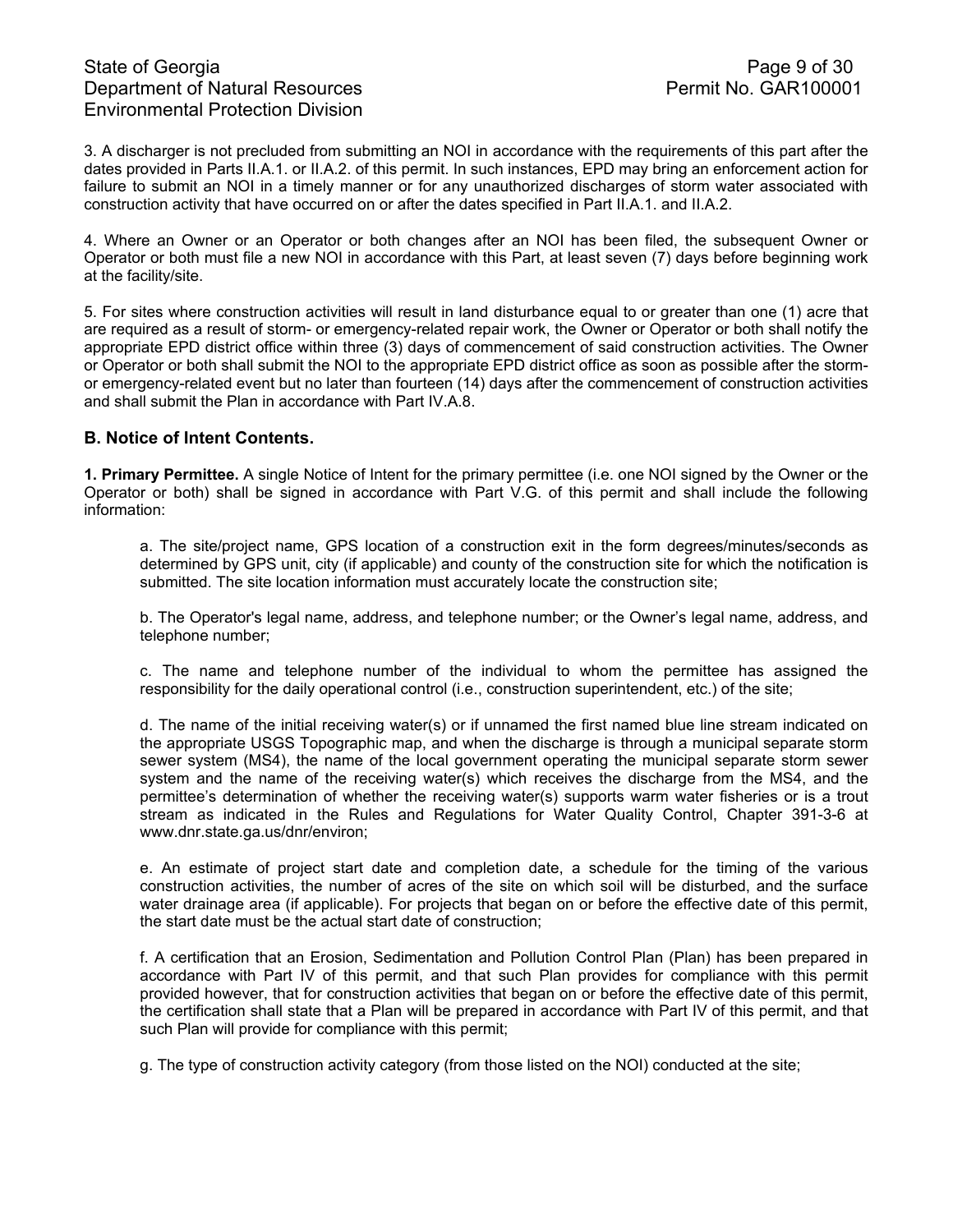3. A discharger is not precluded from submitting an NOI in accordance with the requirements of this part after the dates provided in Parts II.A.1. or II.A.2. of this permit. In such instances, EPD may bring an enforcement action for failure to submit an NOI in a timely manner or for any unauthorized discharges of storm water associated with construction activity that have occurred on or after the dates specified in Part II.A.1. and II.A.2.

4. Where an Owner or an Operator or both changes after an NOI has been filed, the subsequent Owner or Operator or both must file a new NOI in accordance with this Part, at least seven (7) days before beginning work at the facility/site.

5. For sites where construction activities will result in land disturbance equal to or greater than one (1) acre that are required as a result of storm- or emergency-related repair work, the Owner or Operator or both shall notify the appropriate EPD district office within three (3) days of commencement of said construction activities. The Owner or Operator or both shall submit the NOI to the appropriate EPD district office as soon as possible after the storm- or emergency-related event but no later than fourteen (14) days after the commencement of construction activities and shall submit the Plan in accordance with Part IV.A.8.

### B. Notice of Intent Contents.

**1. Primary Permittee.** A single Notice of Intent for the primary permittee (i.e. one NOI signed by the Owner or the Operator or both) shall be signed in accordance with Part V.G. of this permit and shall include the following information:

a. The site/project name, GPS location of a construction exit in the form degrees/minutes/seconds as determined by GPS unit, city (if applicable) and county of the construction site for which the notification is submitted. The site location information must accurately locate the construction site;

b. The Operator's legal name, address, and telephone number; or the Owner's legal name, address, and telephone number;

c. The name and telephone number of the individual to whom the permittee has assigned the responsibility for the daily operational control (i.e., construction superintendent, etc.) of the site;

d. The name of the initial receiving water(s) or if unnamed the first named blue line stream indicated on the appropriate USGS Topographic map, and when the discharge is through a municipal separate storm sewer system (MS4), the name of the local government operating the municipal separate storm sewer system and the name of the receiving water(s) which receives the discharge from the MS4, and the permittee's determination of whether the receiving water(s) supports warm water fisheries or is a trout stream as indicated in the Rules and Regulations for Water Quality Control, Chapter 391-3-6 at www.dnr.state.ga.us/dnr/environ;

e. An estimate of project start date and completion date, a schedule for the timing of the various construction activities, the number of acres of the site on which soil will be disturbed, and the surface water drainage area (if applicable). For projects that began on or before the effective date of this permit, the start date must be the actual start date of construction;

f. A certification that an Erosion, Sedimentation and Pollution Control Plan (Plan) has been prepared in accordance with Part IV of this permit, and that such Plan provides for compliance with this permit provided however, that for construction activities that began on or before the effective date of this permit, the certification shall state that a Plan will be prepared in accordance with Part IV of this permit, and that such Plan will provide for compliance with this permit;

g. The type of construction activity category (from those listed on the NOI) conducted at the site;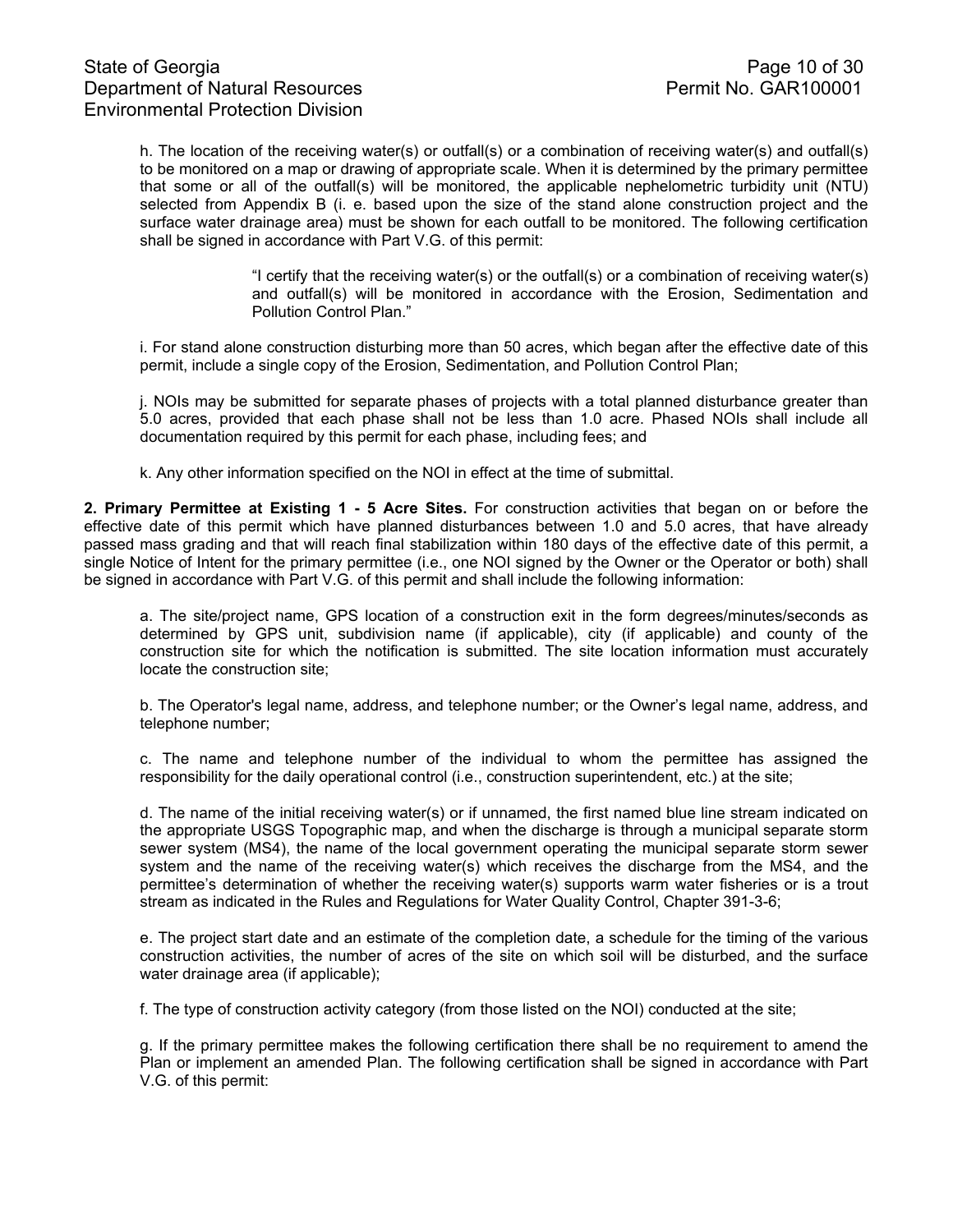h. The location of the receiving water(s) or outfall(s) or a combination of receiving water(s) and outfall(s) to be monitored on a map or drawing of appropriate scale. When it is determined by the primary permittee that some or all of the outfall(s) will be monitored, the applicable nephelometric turbidity unit (NTU) selected from Appendix B (i. e. based upon the size of the stand alone construction project and the surface water drainage area) must be shown for each outfall to be monitored. The following certification shall be signed in accordance with Part V.G. of this permit:

> "I certify that the receiving water(s) or the outfall(s) or a combination of receiving water(s) and outfall(s) will be monitored in accordance with the Erosion, Sedimentation and Pollution Control Plan."

i. For stand alone construction disturbing more than 50 acres, which began after the effective date of this permit, include a single copy of the Erosion, Sedimentation, and Pollution Control Plan;

j. NOIs may be submitted for separate phases of projects with a total planned disturbance greater than 5.0 acres, provided that each phase shall not be less than 1.0 acre. Phased NOIs shall include all documentation required by this permit for each phase, including fees; and

k. Any other information specified on the NOI in effect at the time of submittal.

**2. Primary Permittee at Existing 1 - 5 Acre Sites.** For construction activities that began on or before the effective date of this permit which have planned disturbances between 1.0 and 5.0 acres, that have already passed mass grading and that will reach final stabilization within 180 days of the effective date of this permit, a single Notice of Intent for the primary permittee (i.e., one NOI signed by the Owner or the Operator or both) shall be signed in accordance with Part V.G. of this permit and shall include the following information:

a. The site/project name, GPS location of a construction exit in the form degrees/minutes/seconds as determined by GPS unit, subdivision name (if applicable), city (if applicable) and county of the construction site for which the notification is submitted. The site location information must accurately locate the construction site;

b. The Operator's legal name, address, and telephone number; or the Owner's legal name, address, and telephone number;

c. The name and telephone number of the individual to whom the permittee has assigned the responsibility for the daily operational control (i.e., construction superintendent, etc.) at the site;

d. The name of the initial receiving water(s) or if unnamed, the first named blue line stream indicated on the appropriate USGS Topographic map, and when the discharge is through a municipal separate storm sewer system (MS4), the name of the local government operating the municipal separate storm sewer system and the name of the receiving water(s) which receives the discharge from the MS4, and the permittee's determination of whether the receiving water(s) supports warm water fisheries or is a trout stream as indicated in the Rules and Regulations for Water Quality Control, Chapter 391-3-6;

e. The project start date and an estimate of the completion date, a schedule for the timing of the various construction activities, the number of acres of the site on which soil will be disturbed, and the surface water drainage area (if applicable);

f. The type of construction activity category (from those listed on the NOI) conducted at the site;

g. If the primary permittee makes the following certification there shall be no requirement to amend the Plan or implement an amended Plan. The following certification shall be signed in accordance with Part V.G. of this permit: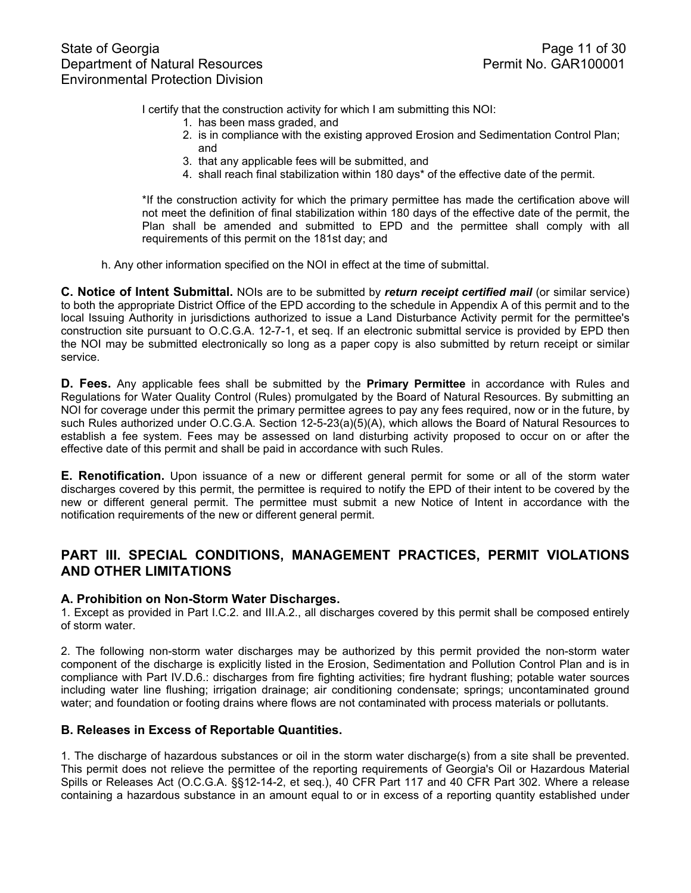I certify that the construction activity for which I am submitting this NOI:

1. has been mass graded, and
2. is in compliance with the existing approved Erosion and Sedimentation Control Plan; and
3. that any applicable fees will be submitted, and
4. shall reach final stabilization within 180 days* of the effective date of the permit.

*If the construction activity for which the primary permittee has made the certification above will not meet the definition of final stabilization within 180 days of the effective date of the permit, the Plan shall be amended and submitted to EPD and the permittee shall comply with all requirements of this permit on the 181st day; and

h. Any other information specified on the NOI in effect at the time of submittal.

**C. Notice of Intent Submittal.** NOIs are to be submitted by ***return receipt certified mail*** (or similar service) to both the appropriate District Office of the EPD according to the schedule in Appendix A of this permit and to the local Issuing Authority in jurisdictions authorized to issue a Land Disturbance Activity permit for the permittee's construction site pursuant to O.C.G.A. 12-7-1, et seq. If an electronic submittal service is provided by EPD then the NOI may be submitted electronically so long as a paper copy is also submitted by return receipt or similar service.

**D. Fees.** Any applicable fees shall be submitted by the **Primary Permittee** in accordance with Rules and Regulations for Water Quality Control (Rules) promulgated by the Board of Natural Resources. By submitting an NOI for coverage under this permit the primary permittee agrees to pay any fees required, now or in the future, by such Rules authorized under O.C.G.A. Section 12-5-23(a)(5)(A), which allows the Board of Natural Resources to establish a fee system. Fees may be assessed on land disturbing activity proposed to occur on or after the effective date of this permit and shall be paid in accordance with such Rules.

**E. Renotification.** Upon issuance of a new or different general permit for some or all of the storm water discharges covered by this permit, the permittee is required to notify the EPD of their intent to be covered by the new or different general permit. The permittee must submit a new Notice of Intent in accordance with the notification requirements of the new or different general permit.

## PART III. SPECIAL CONDITIONS, MANAGEMENT PRACTICES, PERMIT VIOLATIONS AND OTHER LIMITATIONS

### A. Prohibition on Non-Storm Water Discharges.

1. Except as provided in Part I.C.2. and III.A.2., all discharges covered by this permit shall be composed entirely of storm water.

2. The following non-storm water discharges may be authorized by this permit provided the non-storm water component of the discharge is explicitly listed in the Erosion, Sedimentation and Pollution Control Plan and is in compliance with Part IV.D.6.: discharges from fire fighting activities; fire hydrant flushing; potable water sources including water line flushing; irrigation drainage; air conditioning condensate; springs; uncontaminated ground water; and foundation or footing drains where flows are not contaminated with process materials or pollutants.

### B. Releases in Excess of Reportable Quantities.

1. The discharge of hazardous substances or oil in the storm water discharge(s) from a site shall be prevented. This permit does not relieve the permittee of the reporting requirements of Georgia's Oil or Hazardous Material Spills or Releases Act (O.C.G.A. §§12-14-2, et seq.), 40 CFR Part 117 and 40 CFR Part 302. Where a release containing a hazardous substance in an amount equal to or in excess of a reporting quantity established under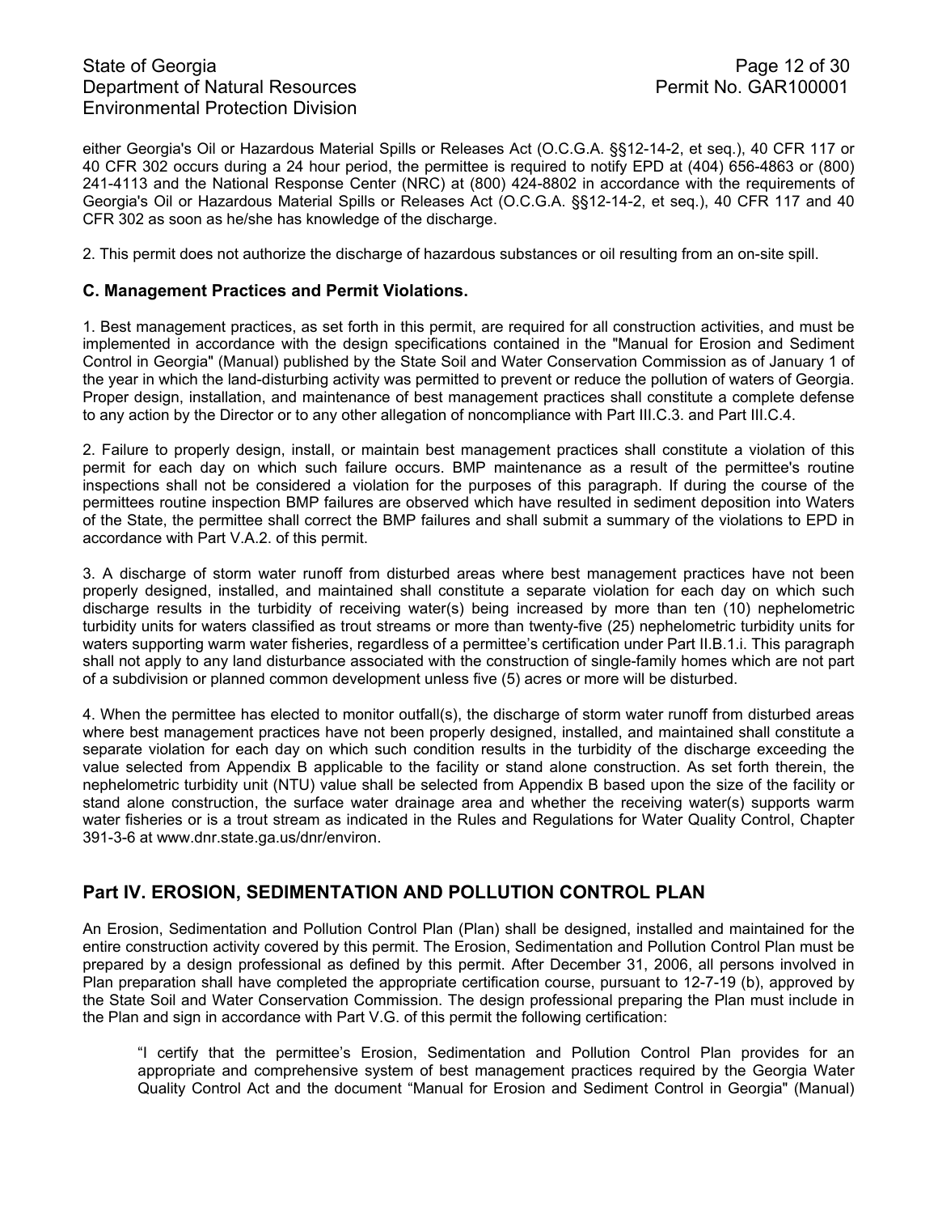either Georgia's Oil or Hazardous Material Spills or Releases Act (O.C.G.A. §§12-14-2, et seq.), 40 CFR 117 or 40 CFR 302 occurs during a 24 hour period, the permittee is required to notify EPD at (404) 656-4863 or (800) 241-4113 and the National Response Center (NRC) at (800) 424-8802 in accordance with the requirements of Georgia's Oil or Hazardous Material Spills or Releases Act (O.C.G.A. §§12-14-2, et seq.), 40 CFR 117 and 40 CFR 302 as soon as he/she has knowledge of the discharge.

2. This permit does not authorize the discharge of hazardous substances or oil resulting from an on-site spill.

### C. Management Practices and Permit Violations.

1. Best management practices, as set forth in this permit, are required for all construction activities, and must be implemented in accordance with the design specifications contained in the "Manual for Erosion and Sediment Control in Georgia" (Manual) published by the State Soil and Water Conservation Commission as of January 1 of the year in which the land-disturbing activity was permitted to prevent or reduce the pollution of waters of Georgia. Proper design, installation, and maintenance of best management practices shall constitute a complete defense to any action by the Director or to any other allegation of noncompliance with Part III.C.3. and Part III.C.4.

2. Failure to properly design, install, or maintain best management practices shall constitute a violation of this permit for each day on which such failure occurs. BMP maintenance as a result of the permittee's routine inspections shall not be considered a violation for the purposes of this paragraph. If during the course of the permittees routine inspection BMP failures are observed which have resulted in sediment deposition into Waters of the State, the permittee shall correct the BMP failures and shall submit a summary of the violations to EPD in accordance with Part V.A.2. of this permit.

3. A discharge of storm water runoff from disturbed areas where best management practices have not been properly designed, installed, and maintained shall constitute a separate violation for each day on which such discharge results in the turbidity of receiving water(s) being increased by more than ten (10) nephelometric turbidity units for waters classified as trout streams or more than twenty-five (25) nephelometric turbidity units for waters supporting warm water fisheries, regardless of a permittee's certification under Part II.B.1.i. This paragraph shall not apply to any land disturbance associated with the construction of single-family homes which are not part of a subdivision or planned common development unless five (5) acres or more will be disturbed.

4. When the permittee has elected to monitor outfall(s), the discharge of storm water runoff from disturbed areas where best management practices have not been properly designed, installed, and maintained shall constitute a separate violation for each day on which such condition results in the turbidity of the discharge exceeding the value selected from Appendix B applicable to the facility or stand alone construction. As set forth therein, the nephelometric turbidity unit (NTU) value shall be selected from Appendix B based upon the size of the facility or stand alone construction, the surface water drainage area and whether the receiving water(s) supports warm water fisheries or is a trout stream as indicated in the Rules and Regulations for Water Quality Control, Chapter 391-3-6 at www.dnr.state.ga.us/dnr/environ.

## Part IV. EROSION, SEDIMENTATION AND POLLUTION CONTROL PLAN

An Erosion, Sedimentation and Pollution Control Plan (Plan) shall be designed, installed and maintained for the entire construction activity covered by this permit. The Erosion, Sedimentation and Pollution Control Plan must be prepared by a design professional as defined by this permit. After December 31, 2006, all persons involved in Plan preparation shall have completed the appropriate certification course, pursuant to 12-7-19 (b), approved by the State Soil and Water Conservation Commission. The design professional preparing the Plan must include in the Plan and sign in accordance with Part V.G. of this permit the following certification:

> "I certify that the permittee's Erosion, Sedimentation and Pollution Control Plan provides for an appropriate and comprehensive system of best management practices required by the Georgia Water Quality Control Act and the document "Manual for Erosion and Sediment Control in Georgia" (Manual)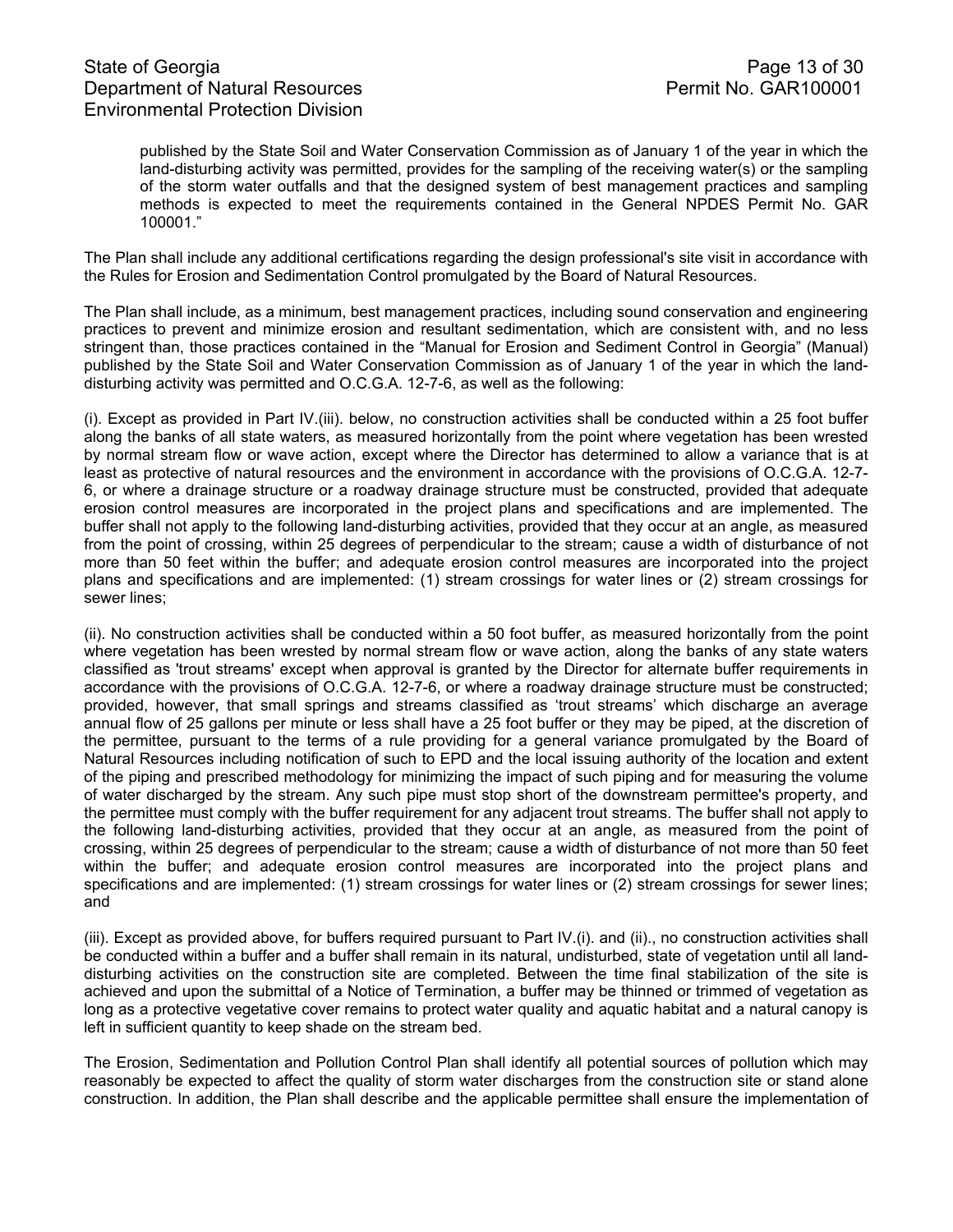published by the State Soil and Water Conservation Commission as of January 1 of the year in which the land-disturbing activity was permitted, provides for the sampling of the receiving water(s) or the sampling of the storm water outfalls and that the designed system of best management practices and sampling methods is expected to meet the requirements contained in the General NPDES Permit No. GAR 100001."

The Plan shall include any additional certifications regarding the design professional's site visit in accordance with the Rules for Erosion and Sedimentation Control promulgated by the Board of Natural Resources.

The Plan shall include, as a minimum, best management practices, including sound conservation and engineering practices to prevent and minimize erosion and resultant sedimentation, which are consistent with, and no less stringent than, those practices contained in the "Manual for Erosion and Sediment Control in Georgia" (Manual) published by the State Soil and Water Conservation Commission as of January 1 of the year in which the land-disturbing activity was permitted and O.C.G.A. 12-7-6, as well as the following:

(i). Except as provided in Part IV.(iii). below, no construction activities shall be conducted within a 25 foot buffer along the banks of all state waters, as measured horizontally from the point where vegetation has been wrested by normal stream flow or wave action, except where the Director has determined to allow a variance that is at least as protective of natural resources and the environment in accordance with the provisions of O.C.G.A. 12-7-6, or where a drainage structure or a roadway drainage structure must be constructed, provided that adequate erosion control measures are incorporated in the project plans and specifications and are implemented. The buffer shall not apply to the following land-disturbing activities, provided that they occur at an angle, as measured from the point of crossing, within 25 degrees of perpendicular to the stream; cause a width of disturbance of not more than 50 feet within the buffer; and adequate erosion control measures are incorporated into the project plans and specifications and are implemented: (1) stream crossings for water lines or (2) stream crossings for sewer lines;

(ii). No construction activities shall be conducted within a 50 foot buffer, as measured horizontally from the point where vegetation has been wrested by normal stream flow or wave action, along the banks of any state waters classified as 'trout streams' except when approval is granted by the Director for alternate buffer requirements in accordance with the provisions of O.C.G.A. 12-7-6, or where a roadway drainage structure must be constructed; provided, however, that small springs and streams classified as 'trout streams' which discharge an average annual flow of 25 gallons per minute or less shall have a 25 foot buffer or they may be piped, at the discretion of the permittee, pursuant to the terms of a rule providing for a general variance promulgated by the Board of Natural Resources including notification of such to EPD and the local issuing authority of the location and extent of the piping and prescribed methodology for minimizing the impact of such piping and for measuring the volume of water discharged by the stream. Any such pipe must stop short of the downstream permittee's property, and the permittee must comply with the buffer requirement for any adjacent trout streams. The buffer shall not apply to the following land-disturbing activities, provided that they occur at an angle, as measured from the point of crossing, within 25 degrees of perpendicular to the stream; cause a width of disturbance of not more than 50 feet within the buffer; and adequate erosion control measures are incorporated into the project plans and specifications and are implemented: (1) stream crossings for water lines or (2) stream crossings for sewer lines; and

(iii). Except as provided above, for buffers required pursuant to Part IV.(i). and (ii)., no construction activities shall be conducted within a buffer and a buffer shall remain in its natural, undisturbed, state of vegetation until all land-disturbing activities on the construction site are completed. Between the time final stabilization of the site is achieved and upon the submittal of a Notice of Termination, a buffer may be thinned or trimmed of vegetation as long as a protective vegetative cover remains to protect water quality and aquatic habitat and a natural canopy is left in sufficient quantity to keep shade on the stream bed.

The Erosion, Sedimentation and Pollution Control Plan shall identify all potential sources of pollution which may reasonably be expected to affect the quality of storm water discharges from the construction site or stand alone construction. In addition, the Plan shall describe and the applicable permittee shall ensure the implementation of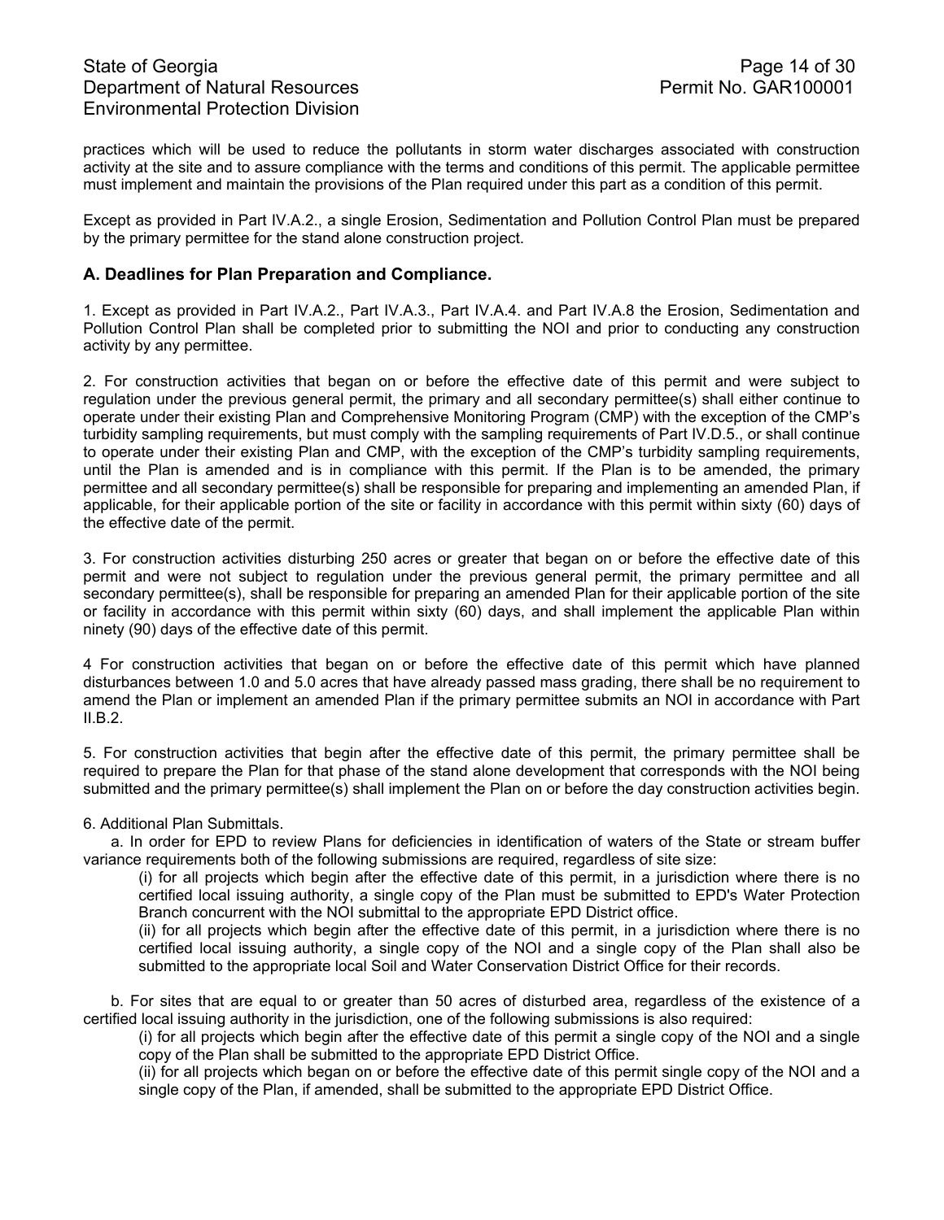practices which will be used to reduce the pollutants in storm water discharges associated with construction activity at the site and to assure compliance with the terms and conditions of this permit. The applicable permittee must implement and maintain the provisions of the Plan required under this part as a condition of this permit.

Except as provided in Part IV.A.2., a single Erosion, Sedimentation and Pollution Control Plan must be prepared by the primary permittee for the stand alone construction project.

### A. Deadlines for Plan Preparation and Compliance.

1. Except as provided in Part IV.A.2., Part IV.A.3., Part IV.A.4. and Part IV.A.8 the Erosion, Sedimentation and Pollution Control Plan shall be completed prior to submitting the NOI and prior to conducting any construction activity by any permittee.

2. For construction activities that began on or before the effective date of this permit and were subject to regulation under the previous general permit, the primary and all secondary permittee(s) shall either continue to operate under their existing Plan and Comprehensive Monitoring Program (CMP) with the exception of the CMP's turbidity sampling requirements, but must comply with the sampling requirements of Part IV.D.5., or shall continue to operate under their existing Plan and CMP, with the exception of the CMP's turbidity sampling requirements, until the Plan is amended and is in compliance with this permit. If the Plan is to be amended, the primary permittee and all secondary permittee(s) shall be responsible for preparing and implementing an amended Plan, if applicable, for their applicable portion of the site or facility in accordance with this permit within sixty (60) days of the effective date of the permit.

3. For construction activities disturbing 250 acres or greater that began on or before the effective date of this permit and were not subject to regulation under the previous general permit, the primary permittee and all secondary permittee(s), shall be responsible for preparing an amended Plan for their applicable portion of the site or facility in accordance with this permit within sixty (60) days, and shall implement the applicable Plan within ninety (90) days of the effective date of this permit.

4 For construction activities that began on or before the effective date of this permit which have planned disturbances between 1.0 and 5.0 acres that have already passed mass grading, there shall be no requirement to amend the Plan or implement an amended Plan if the primary permittee submits an NOI in accordance with Part II.B.2.

5. For construction activities that begin after the effective date of this permit, the primary permittee shall be required to prepare the Plan for that phase of the stand alone development that corresponds with the NOI being submitted and the primary permittee(s) shall implement the Plan on or before the day construction activities begin.

6. Additional Plan Submittals.

a. In order for EPD to review Plans for deficiencies in identification of waters of the State or stream buffer variance requirements both of the following submissions are required, regardless of site size:

(i) for all projects which begin after the effective date of this permit, in a jurisdiction where there is no certified local issuing authority, a single copy of the Plan must be submitted to EPD's Water Protection Branch concurrent with the NOI submittal to the appropriate EPD District office.

(ii) for all projects which begin after the effective date of this permit, in a jurisdiction where there is no certified local issuing authority, a single copy of the NOI and a single copy of the Plan shall also be submitted to the appropriate local Soil and Water Conservation District Office for their records.

b. For sites that are equal to or greater than 50 acres of disturbed area, regardless of the existence of a certified local issuing authority in the jurisdiction, one of the following submissions is also required:

(i) for all projects which begin after the effective date of this permit a single copy of the NOI and a single copy of the Plan shall be submitted to the appropriate EPD District Office.

(ii) for all projects which began on or before the effective date of this permit single copy of the NOI and a single copy of the Plan, if amended, shall be submitted to the appropriate EPD District Office.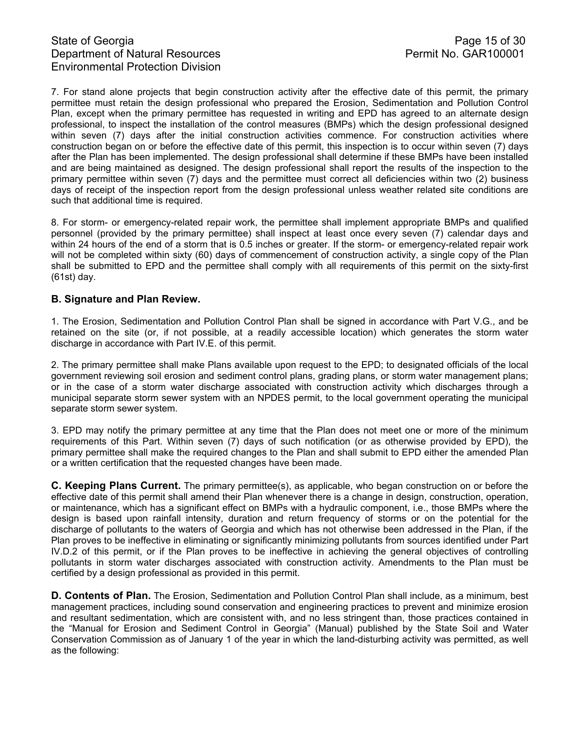7. For stand alone projects that begin construction activity after the effective date of this permit, the primary permittee must retain the design professional who prepared the Erosion, Sedimentation and Pollution Control Plan, except when the primary permittee has requested in writing and EPD has agreed to an alternate design professional, to inspect the installation of the control measures (BMPs) which the design professional designed within seven (7) days after the initial construction activities commence. For construction activities where construction began on or before the effective date of this permit, this inspection is to occur within seven (7) days after the Plan has been implemented. The design professional shall determine if these BMPs have been installed and are being maintained as designed. The design professional shall report the results of the inspection to the primary permittee within seven (7) days and the permittee must correct all deficiencies within two (2) business days of receipt of the inspection report from the design professional unless weather related site conditions are such that additional time is required.

8. For storm- or emergency-related repair work, the permittee shall implement appropriate BMPs and qualified personnel (provided by the primary permittee) shall inspect at least once every seven (7) calendar days and within 24 hours of the end of a storm that is 0.5 inches or greater. If the storm- or emergency-related repair work will not be completed within sixty (60) days of commencement of construction activity, a single copy of the Plan shall be submitted to EPD and the permittee shall comply with all requirements of this permit on the sixty-first (61st) day.

### B. Signature and Plan Review.

1. The Erosion, Sedimentation and Pollution Control Plan shall be signed in accordance with Part V.G., and be retained on the site (or, if not possible, at a readily accessible location) which generates the storm water discharge in accordance with Part IV.E. of this permit.

2. The primary permittee shall make Plans available upon request to the EPD; to designated officials of the local government reviewing soil erosion and sediment control plans, grading plans, or storm water management plans; or in the case of a storm water discharge associated with construction activity which discharges through a municipal separate storm sewer system with an NPDES permit, to the local government operating the municipal separate storm sewer system.

3. EPD may notify the primary permittee at any time that the Plan does not meet one or more of the minimum requirements of this Part. Within seven (7) days of such notification (or as otherwise provided by EPD), the primary permittee shall make the required changes to the Plan and shall submit to EPD either the amended Plan or a written certification that the requested changes have been made.

**C. Keeping Plans Current.** The primary permittee(s), as applicable, who began construction on or before the effective date of this permit shall amend their Plan whenever there is a change in design, construction, operation, or maintenance, which has a significant effect on BMPs with a hydraulic component, i.e., those BMPs where the design is based upon rainfall intensity, duration and return frequency of storms or on the potential for the discharge of pollutants to the waters of Georgia and which has not otherwise been addressed in the Plan, if the Plan proves to be ineffective in eliminating or significantly minimizing pollutants from sources identified under Part IV.D.2 of this permit, or if the Plan proves to be ineffective in achieving the general objectives of controlling pollutants in storm water discharges associated with construction activity. Amendments to the Plan must be certified by a design professional as provided in this permit.

**D. Contents of Plan.** The Erosion, Sedimentation and Pollution Control Plan shall include, as a minimum, best management practices, including sound conservation and engineering practices to prevent and minimize erosion and resultant sedimentation, which are consistent with, and no less stringent than, those practices contained in the "Manual for Erosion and Sediment Control in Georgia" (Manual) published by the State Soil and Water Conservation Commission as of January 1 of the year in which the land-disturbing activity was permitted, as well as the following: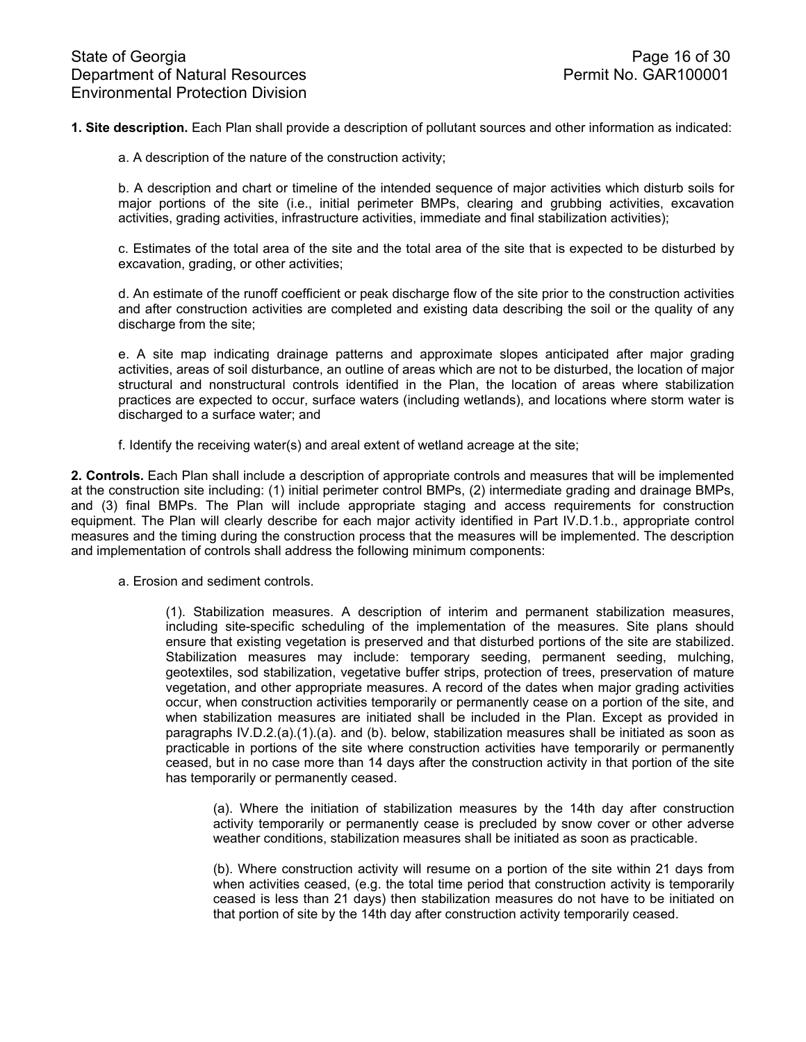**1. Site description.** Each Plan shall provide a description of pollutant sources and other information as indicated:

a. A description of the nature of the construction activity;

b. A description and chart or timeline of the intended sequence of major activities which disturb soils for major portions of the site (i.e., initial perimeter BMPs, clearing and grubbing activities, excavation activities, grading activities, infrastructure activities, immediate and final stabilization activities);

c. Estimates of the total area of the site and the total area of the site that is expected to be disturbed by excavation, grading, or other activities;

d. An estimate of the runoff coefficient or peak discharge flow of the site prior to the construction activities and after construction activities are completed and existing data describing the soil or the quality of any discharge from the site;

e. A site map indicating drainage patterns and approximate slopes anticipated after major grading activities, areas of soil disturbance, an outline of areas which are not to be disturbed, the location of major structural and nonstructural controls identified in the Plan, the location of areas where stabilization practices are expected to occur, surface waters (including wetlands), and locations where storm water is discharged to a surface water; and

f. Identify the receiving water(s) and areal extent of wetland acreage at the site;

**2. Controls.** Each Plan shall include a description of appropriate controls and measures that will be implemented at the construction site including: (1) initial perimeter control BMPs, (2) intermediate grading and drainage BMPs, and (3) final BMPs. The Plan will include appropriate staging and access requirements for construction equipment. The Plan will clearly describe for each major activity identified in Part IV.D.1.b., appropriate control measures and the timing during the construction process that the measures will be implemented. The description and implementation of controls shall address the following minimum components:

a. Erosion and sediment controls.

(1). Stabilization measures. A description of interim and permanent stabilization measures, including site-specific scheduling of the implementation of the measures. Site plans should ensure that existing vegetation is preserved and that disturbed portions of the site are stabilized. Stabilization measures may include: temporary seeding, permanent seeding, mulching, geotextiles, sod stabilization, vegetative buffer strips, protection of trees, preservation of mature vegetation, and other appropriate measures. A record of the dates when major grading activities occur, when construction activities temporarily or permanently cease on a portion of the site, and when stabilization measures are initiated shall be included in the Plan. Except as provided in paragraphs IV.D.2.(a).(1).(a). and (b). below, stabilization measures shall be initiated as soon as practicable in portions of the site where construction activities have temporarily or permanently ceased, but in no case more than 14 days after the construction activity in that portion of the site has temporarily or permanently ceased.

(a). Where the initiation of stabilization measures by the 14th day after construction activity temporarily or permanently cease is precluded by snow cover or other adverse weather conditions, stabilization measures shall be initiated as soon as practicable.

(b). Where construction activity will resume on a portion of the site within 21 days from when activities ceased, (e.g. the total time period that construction activity is temporarily ceased is less than 21 days) then stabilization measures do not have to be initiated on that portion of site by the 14th day after construction activity temporarily ceased.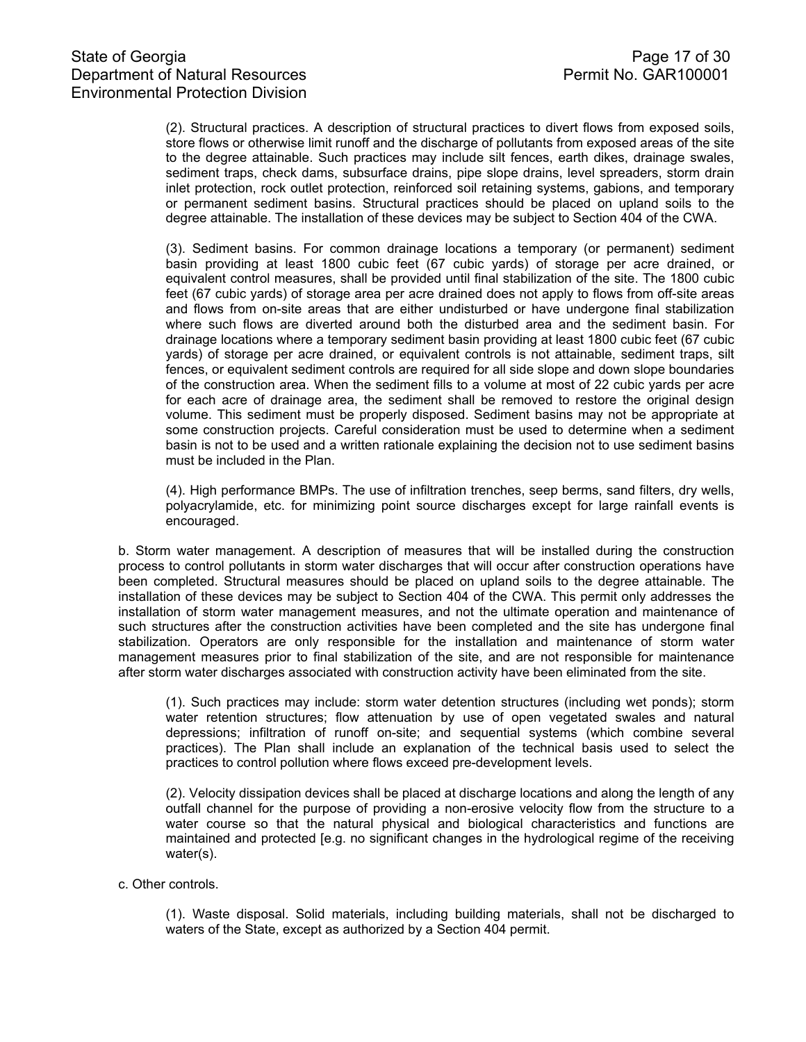(2). Structural practices. A description of structural practices to divert flows from exposed soils, store flows or otherwise limit runoff and the discharge of pollutants from exposed areas of the site to the degree attainable. Such practices may include silt fences, earth dikes, drainage swales, sediment traps, check dams, subsurface drains, pipe slope drains, level spreaders, storm drain inlet protection, rock outlet protection, reinforced soil retaining systems, gabions, and temporary or permanent sediment basins. Structural practices should be placed on upland soils to the degree attainable. The installation of these devices may be subject to Section 404 of the CWA.

(3). Sediment basins. For common drainage locations a temporary (or permanent) sediment basin providing at least 1800 cubic feet (67 cubic yards) of storage per acre drained, or equivalent control measures, shall be provided until final stabilization of the site. The 1800 cubic feet (67 cubic yards) of storage area per acre drained does not apply to flows from off-site areas and flows from on-site areas that are either undisturbed or have undergone final stabilization where such flows are diverted around both the disturbed area and the sediment basin. For drainage locations where a temporary sediment basin providing at least 1800 cubic feet (67 cubic yards) of storage per acre drained, or equivalent controls is not attainable, sediment traps, silt fences, or equivalent sediment controls are required for all side slope and down slope boundaries of the construction area. When the sediment fills to a volume at most of 22 cubic yards per acre for each acre of drainage area, the sediment shall be removed to restore the original design volume. This sediment must be properly disposed. Sediment basins may not be appropriate at some construction projects. Careful consideration must be used to determine when a sediment basin is not to be used and a written rationale explaining the decision not to use sediment basins must be included in the Plan.

(4). High performance BMPs. The use of infiltration trenches, seep berms, sand filters, dry wells, polyacrylamide, etc. for minimizing point source discharges except for large rainfall events is encouraged.

b. Storm water management. A description of measures that will be installed during the construction process to control pollutants in storm water discharges that will occur after construction operations have been completed. Structural measures should be placed on upland soils to the degree attainable. The installation of these devices may be subject to Section 404 of the CWA. This permit only addresses the installation of storm water management measures, and not the ultimate operation and maintenance of such structures after the construction activities have been completed and the site has undergone final stabilization. Operators are only responsible for the installation and maintenance of storm water management measures prior to final stabilization of the site, and are not responsible for maintenance after storm water discharges associated with construction activity have been eliminated from the site.

(1). Such practices may include: storm water detention structures (including wet ponds); storm water retention structures; flow attenuation by use of open vegetated swales and natural depressions; infiltration of runoff on-site; and sequential systems (which combine several practices). The Plan shall include an explanation of the technical basis used to select the practices to control pollution where flows exceed pre-development levels.

(2). Velocity dissipation devices shall be placed at discharge locations and along the length of any outfall channel for the purpose of providing a non-erosive velocity flow from the structure to a water course so that the natural physical and biological characteristics and functions are maintained and protected [e.g. no significant changes in the hydrological regime of the receiving water(s).

c. Other controls.

(1). Waste disposal. Solid materials, including building materials, shall not be discharged to waters of the State, except as authorized by a Section 404 permit.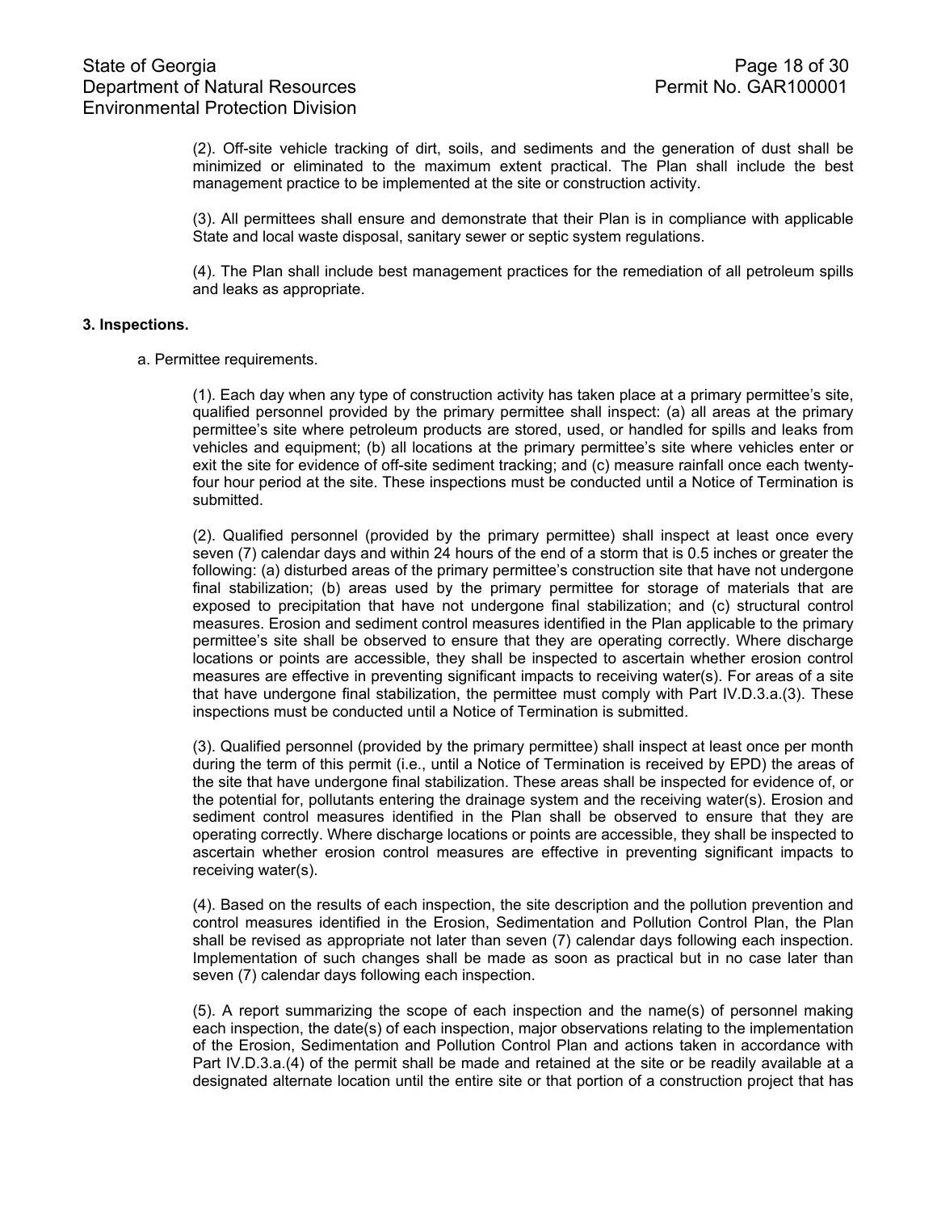(2). Off-site vehicle tracking of dirt, soils, and sediments and the generation of dust shall be minimized or eliminated to the maximum extent practical. The Plan shall include the best management practice to be implemented at the site or construction activity.

(3). All permittees shall ensure and demonstrate that their Plan is in compliance with applicable State and local waste disposal, sanitary sewer or septic system regulations.

(4). The Plan shall include best management practices for the remediation of all petroleum spills and leaks as appropriate.

**3. Inspections.**

a. Permittee requirements.

(1). Each day when any type of construction activity has taken place at a primary permittee's site, qualified personnel provided by the primary permittee shall inspect: (a) all areas at the primary permittee's site where petroleum products are stored, used, or handled for spills and leaks from vehicles and equipment; (b) all locations at the primary permittee's site where vehicles enter or exit the site for evidence of off-site sediment tracking; and (c) measure rainfall once each twenty-four hour period at the site. These inspections must be conducted until a Notice of Termination is submitted.

(2). Qualified personnel (provided by the primary permittee) shall inspect at least once every seven (7) calendar days and within 24 hours of the end of a storm that is 0.5 inches or greater the following: (a) disturbed areas of the primary permittee's construction site that have not undergone final stabilization; (b) areas used by the primary permittee for storage of materials that are exposed to precipitation that have not undergone final stabilization; and (c) structural control measures. Erosion and sediment control measures identified in the Plan applicable to the primary permittee's site shall be observed to ensure that they are operating correctly. Where discharge locations or points are accessible, they shall be inspected to ascertain whether erosion control measures are effective in preventing significant impacts to receiving water(s). For areas of a site that have undergone final stabilization, the permittee must comply with Part IV.D.3.a.(3). These inspections must be conducted until a Notice of Termination is submitted.

(3). Qualified personnel (provided by the primary permittee) shall inspect at least once per month during the term of this permit (i.e., until a Notice of Termination is received by EPD) the areas of the site that have undergone final stabilization. These areas shall be inspected for evidence of, or the potential for, pollutants entering the drainage system and the receiving water(s). Erosion and sediment control measures identified in the Plan shall be observed to ensure that they are operating correctly. Where discharge locations or points are accessible, they shall be inspected to ascertain whether erosion control measures are effective in preventing significant impacts to receiving water(s).

(4). Based on the results of each inspection, the site description and the pollution prevention and control measures identified in the Erosion, Sedimentation and Pollution Control Plan, the Plan shall be revised as appropriate not later than seven (7) calendar days following each inspection. Implementation of such changes shall be made as soon as practical but in no case later than seven (7) calendar days following each inspection.

(5). A report summarizing the scope of each inspection and the name(s) of personnel making each inspection, the date(s) of each inspection, major observations relating to the implementation of the Erosion, Sedimentation and Pollution Control Plan and actions taken in accordance with Part IV.D.3.a.(4) of the permit shall be made and retained at the site or be readily available at a designated alternate location until the entire site or that portion of a construction project that has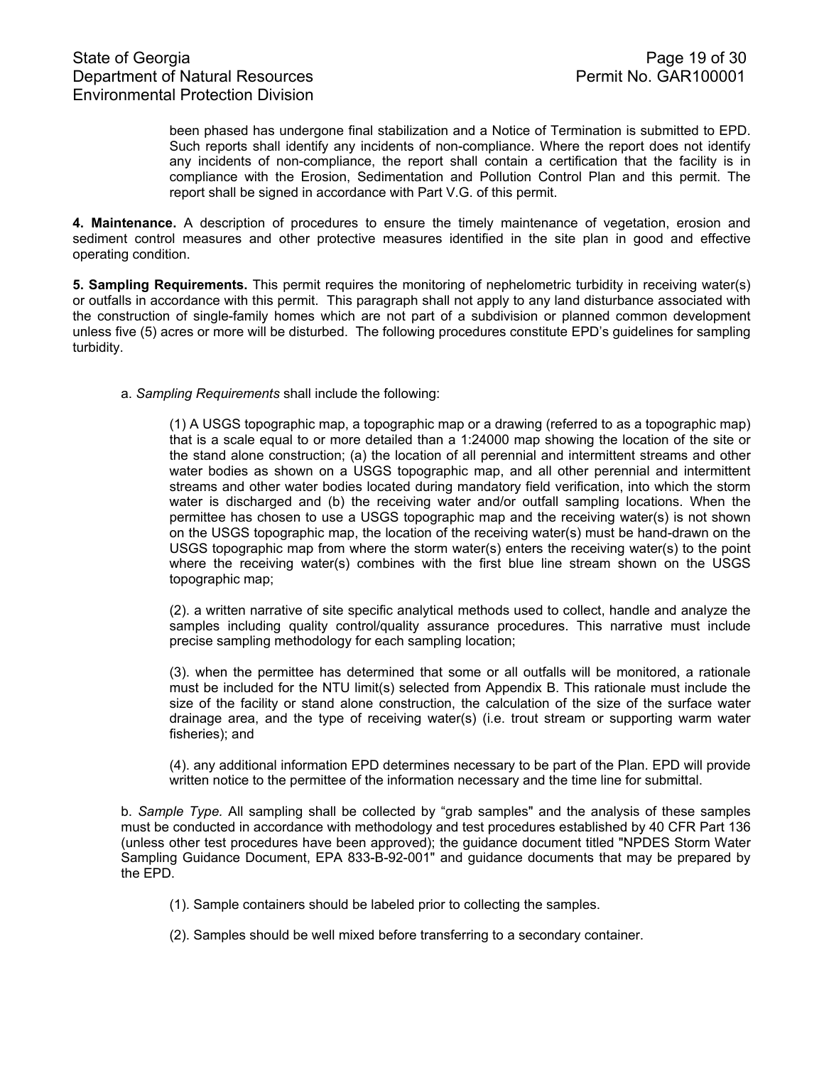been phased has undergone final stabilization and a Notice of Termination is submitted to EPD. Such reports shall identify any incidents of non-compliance. Where the report does not identify any incidents of non-compliance, the report shall contain a certification that the facility is in compliance with the Erosion, Sedimentation and Pollution Control Plan and this permit. The report shall be signed in accordance with Part V.G. of this permit.

**4. Maintenance.** A description of procedures to ensure the timely maintenance of vegetation, erosion and sediment control measures and other protective measures identified in the site plan in good and effective operating condition.

**5. Sampling Requirements.** This permit requires the monitoring of nephelometric turbidity in receiving water(s) or outfalls in accordance with this permit. This paragraph shall not apply to any land disturbance associated with the construction of single-family homes which are not part of a subdivision or planned common development unless five (5) acres or more will be disturbed. The following procedures constitute EPD's guidelines for sampling turbidity.

a. *Sampling Requirements* shall include the following:

(1) A USGS topographic map, a topographic map or a drawing (referred to as a topographic map) that is a scale equal to or more detailed than a 1:24000 map showing the location of the site or the stand alone construction; (a) the location of all perennial and intermittent streams and other water bodies as shown on a USGS topographic map, and all other perennial and intermittent streams and other water bodies located during mandatory field verification, into which the storm water is discharged and (b) the receiving water and/or outfall sampling locations. When the permittee has chosen to use a USGS topographic map and the receiving water(s) is not shown on the USGS topographic map, the location of the receiving water(s) must be hand-drawn on the USGS topographic map from where the storm water(s) enters the receiving water(s) to the point where the receiving water(s) combines with the first blue line stream shown on the USGS topographic map;

(2). a written narrative of site specific analytical methods used to collect, handle and analyze the samples including quality control/quality assurance procedures. This narrative must include precise sampling methodology for each sampling location;

(3). when the permittee has determined that some or all outfalls will be monitored, a rationale must be included for the NTU limit(s) selected from Appendix B. This rationale must include the size of the facility or stand alone construction, the calculation of the size of the surface water drainage area, and the type of receiving water(s) (i.e. trout stream or supporting warm water fisheries); and

(4). any additional information EPD determines necessary to be part of the Plan. EPD will provide written notice to the permittee of the information necessary and the time line for submittal.

b. *Sample Type.* All sampling shall be collected by "grab samples" and the analysis of these samples must be conducted in accordance with methodology and test procedures established by 40 CFR Part 136 (unless other test procedures have been approved); the guidance document titled "NPDES Storm Water Sampling Guidance Document, EPA 833-B-92-001" and guidance documents that may be prepared by the EPD.

(1). Sample containers should be labeled prior to collecting the samples.

(2). Samples should be well mixed before transferring to a secondary container.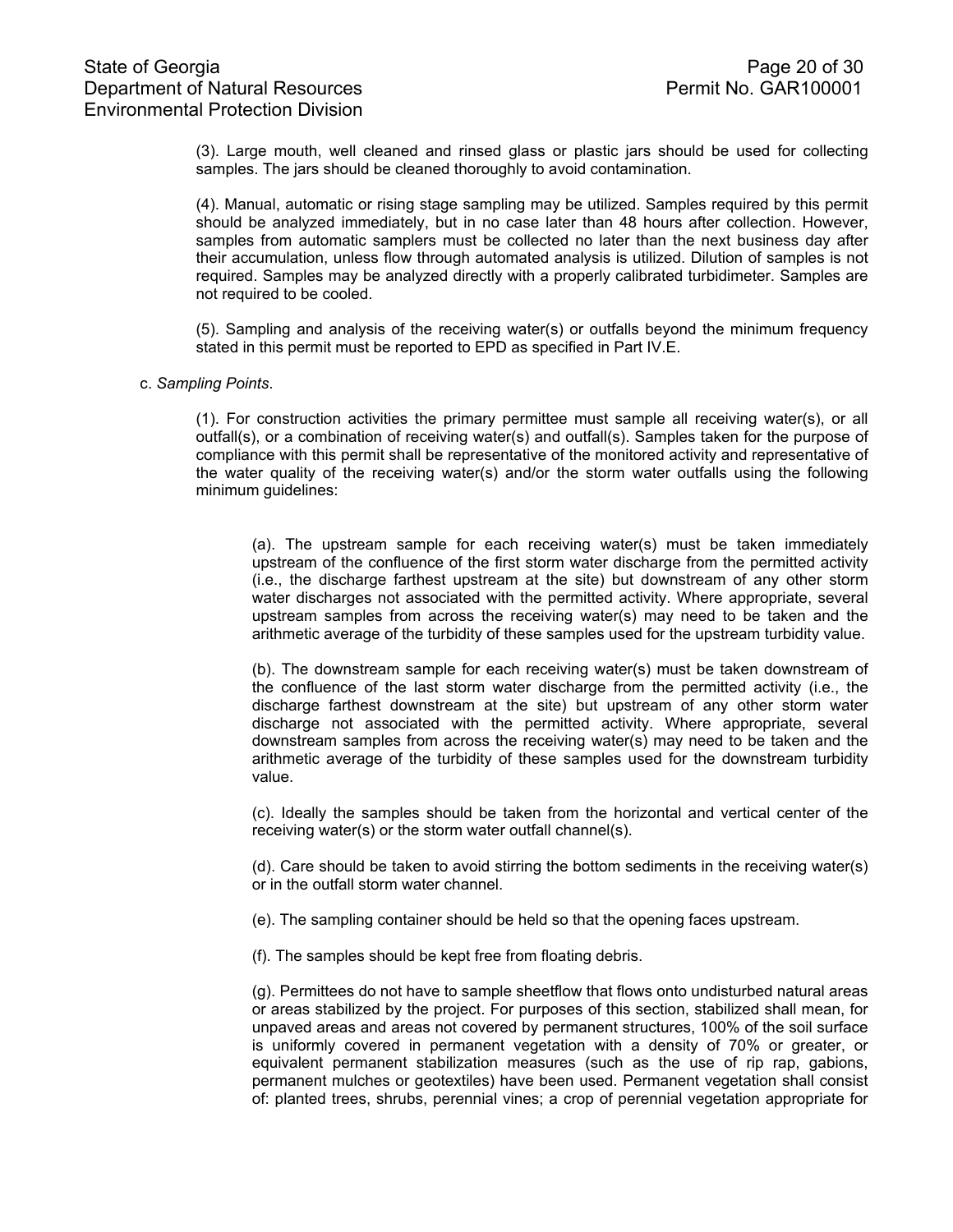(3). Large mouth, well cleaned and rinsed glass or plastic jars should be used for collecting samples. The jars should be cleaned thoroughly to avoid contamination.

(4). Manual, automatic or rising stage sampling may be utilized. Samples required by this permit should be analyzed immediately, but in no case later than 48 hours after collection. However, samples from automatic samplers must be collected no later than the next business day after their accumulation, unless flow through automated analysis is utilized. Dilution of samples is not required. Samples may be analyzed directly with a properly calibrated turbidimeter. Samples are not required to be cooled.

(5). Sampling and analysis of the receiving water(s) or outfalls beyond the minimum frequency stated in this permit must be reported to EPD as specified in Part IV.E.

c. *Sampling Points*.

(1). For construction activities the primary permittee must sample all receiving water(s), or all outfall(s), or a combination of receiving water(s) and outfall(s). Samples taken for the purpose of compliance with this permit shall be representative of the monitored activity and representative of the water quality of the receiving water(s) and/or the storm water outfalls using the following minimum guidelines:

(a). The upstream sample for each receiving water(s) must be taken immediately upstream of the confluence of the first storm water discharge from the permitted activity (i.e., the discharge farthest upstream at the site) but downstream of any other storm water discharges not associated with the permitted activity. Where appropriate, several upstream samples from across the receiving water(s) may need to be taken and the arithmetic average of the turbidity of these samples used for the upstream turbidity value.

(b). The downstream sample for each receiving water(s) must be taken downstream of the confluence of the last storm water discharge from the permitted activity (i.e., the discharge farthest downstream at the site) but upstream of any other storm water discharge not associated with the permitted activity. Where appropriate, several downstream samples from across the receiving water(s) may need to be taken and the arithmetic average of the turbidity of these samples used for the downstream turbidity value.

(c). Ideally the samples should be taken from the horizontal and vertical center of the receiving water(s) or the storm water outfall channel(s).

(d). Care should be taken to avoid stirring the bottom sediments in the receiving water(s) or in the outfall storm water channel.

(e). The sampling container should be held so that the opening faces upstream.

(f). The samples should be kept free from floating debris.

(g). Permittees do not have to sample sheetflow that flows onto undisturbed natural areas or areas stabilized by the project. For purposes of this section, stabilized shall mean, for unpaved areas and areas not covered by permanent structures, 100% of the soil surface is uniformly covered in permanent vegetation with a density of 70% or greater, or equivalent permanent stabilization measures (such as the use of rip rap, gabions, permanent mulches or geotextiles) have been used. Permanent vegetation shall consist of: planted trees, shrubs, perennial vines; a crop of perennial vegetation appropriate for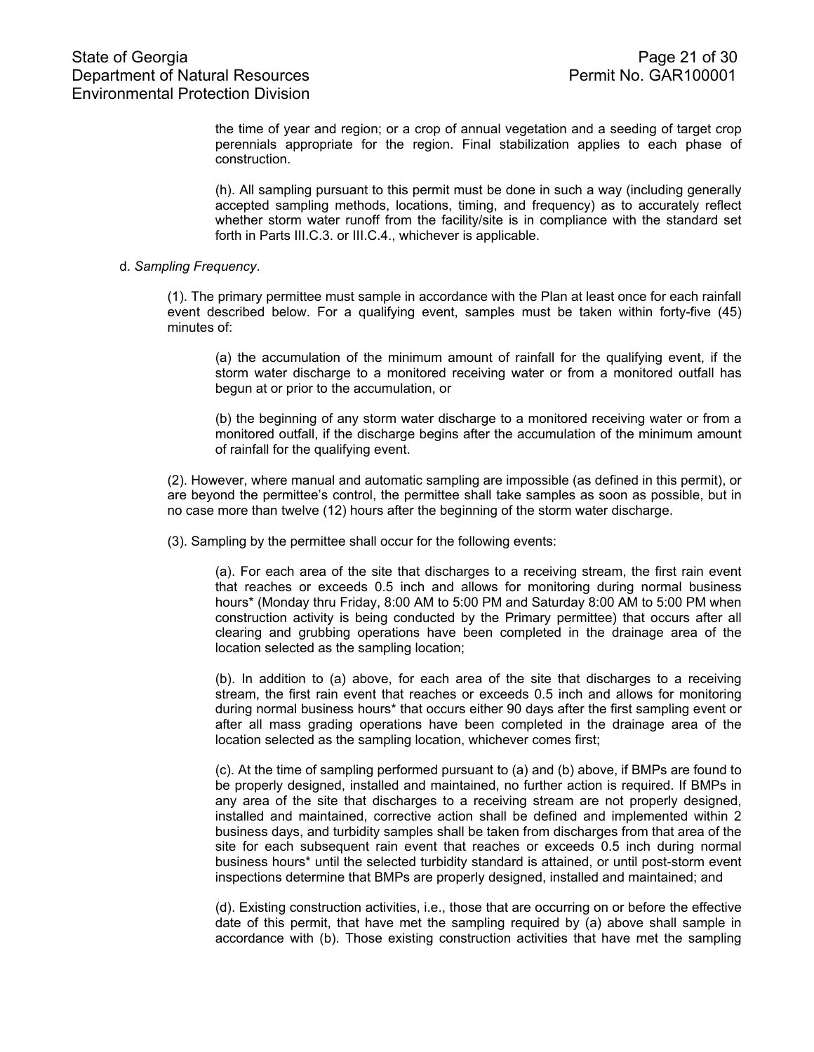the time of year and region; or a crop of annual vegetation and a seeding of target crop perennials appropriate for the region. Final stabilization applies to each phase of construction.

(h). All sampling pursuant to this permit must be done in such a way (including generally accepted sampling methods, locations, timing, and frequency) as to accurately reflect whether storm water runoff from the facility/site is in compliance with the standard set forth in Parts III.C.3. or III.C.4., whichever is applicable.

d. *Sampling Frequency*.

(1). The primary permittee must sample in accordance with the Plan at least once for each rainfall event described below. For a qualifying event, samples must be taken within forty-five (45) minutes of:

(a) the accumulation of the minimum amount of rainfall for the qualifying event, if the storm water discharge to a monitored receiving water or from a monitored outfall has begun at or prior to the accumulation, or

(b) the beginning of any storm water discharge to a monitored receiving water or from a monitored outfall, if the discharge begins after the accumulation of the minimum amount of rainfall for the qualifying event.

(2). However, where manual and automatic sampling are impossible (as defined in this permit), or are beyond the permittee's control, the permittee shall take samples as soon as possible, but in no case more than twelve (12) hours after the beginning of the storm water discharge.

(3). Sampling by the permittee shall occur for the following events:

(a). For each area of the site that discharges to a receiving stream, the first rain event that reaches or exceeds 0.5 inch and allows for monitoring during normal business hours* (Monday thru Friday, 8:00 AM to 5:00 PM and Saturday 8:00 AM to 5:00 PM when construction activity is being conducted by the Primary permittee) that occurs after all clearing and grubbing operations have been completed in the drainage area of the location selected as the sampling location;

(b). In addition to (a) above, for each area of the site that discharges to a receiving stream, the first rain event that reaches or exceeds 0.5 inch and allows for monitoring during normal business hours* that occurs either 90 days after the first sampling event or after all mass grading operations have been completed in the drainage area of the location selected as the sampling location, whichever comes first;

(c). At the time of sampling performed pursuant to (a) and (b) above, if BMPs are found to be properly designed, installed and maintained, no further action is required. If BMPs in any area of the site that discharges to a receiving stream are not properly designed, installed and maintained, corrective action shall be defined and implemented within 2 business days, and turbidity samples shall be taken from discharges from that area of the site for each subsequent rain event that reaches or exceeds 0.5 inch during normal business hours* until the selected turbidity standard is attained, or until post-storm event inspections determine that BMPs are properly designed, installed and maintained; and

(d). Existing construction activities, i.e., those that are occurring on or before the effective date of this permit, that have met the sampling required by (a) above shall sample in accordance with (b). Those existing construction activities that have met the sampling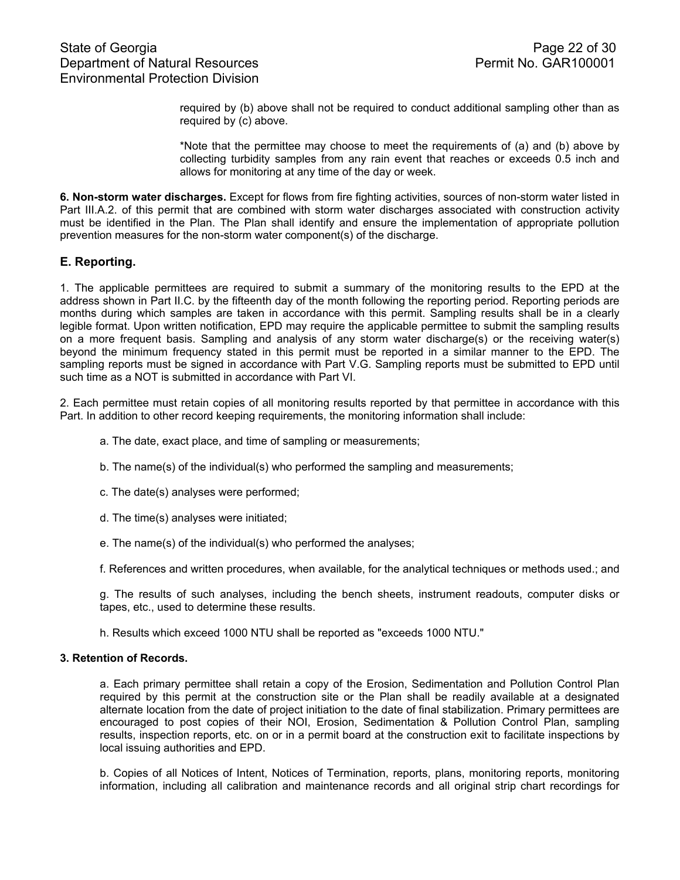required by (b) above shall not be required to conduct additional sampling other than as required by (c) above.

*Note that the permittee may choose to meet the requirements of (a) and (b) above by collecting turbidity samples from any rain event that reaches or exceeds 0.5 inch and allows for monitoring at any time of the day or week.

**6. Non-storm water discharges.** Except for flows from fire fighting activities, sources of non-storm water listed in Part III.A.2. of this permit that are combined with storm water discharges associated with construction activity must be identified in the Plan. The Plan shall identify and ensure the implementation of appropriate pollution prevention measures for the non-storm water component(s) of the discharge.

## E. Reporting.

1. The applicable permittees are required to submit a summary of the monitoring results to the EPD at the address shown in Part II.C. by the fifteenth day of the month following the reporting period. Reporting periods are months during which samples are taken in accordance with this permit. Sampling results shall be in a clearly legible format. Upon written notification, EPD may require the applicable permittee to submit the sampling results on a more frequent basis. Sampling and analysis of any storm water discharge(s) or the receiving water(s) beyond the minimum frequency stated in this permit must be reported in a similar manner to the EPD. The sampling reports must be signed in accordance with Part V.G. Sampling reports must be submitted to EPD until such time as a NOT is submitted in accordance with Part VI.

2. Each permittee must retain copies of all monitoring results reported by that permittee in accordance with this Part. In addition to other record keeping requirements, the monitoring information shall include:

a. The date, exact place, and time of sampling or measurements;

b. The name(s) of the individual(s) who performed the sampling and measurements;

c. The date(s) analyses were performed;

d. The time(s) analyses were initiated;

e. The name(s) of the individual(s) who performed the analyses;

f. References and written procedures, when available, for the analytical techniques or methods used.; and

g. The results of such analyses, including the bench sheets, instrument readouts, computer disks or tapes, etc., used to determine these results.

h. Results which exceed 1000 NTU shall be reported as "exceeds 1000 NTU."

**3. Retention of Records.**

a. Each primary permittee shall retain a copy of the Erosion, Sedimentation and Pollution Control Plan required by this permit at the construction site or the Plan shall be readily available at a designated alternate location from the date of project initiation to the date of final stabilization. Primary permittees are encouraged to post copies of their NOI, Erosion, Sedimentation & Pollution Control Plan, sampling results, inspection reports, etc. on or in a permit board at the construction exit to facilitate inspections by local issuing authorities and EPD.

b. Copies of all Notices of Intent, Notices of Termination, reports, plans, monitoring reports, monitoring information, including all calibration and maintenance records and all original strip chart recordings for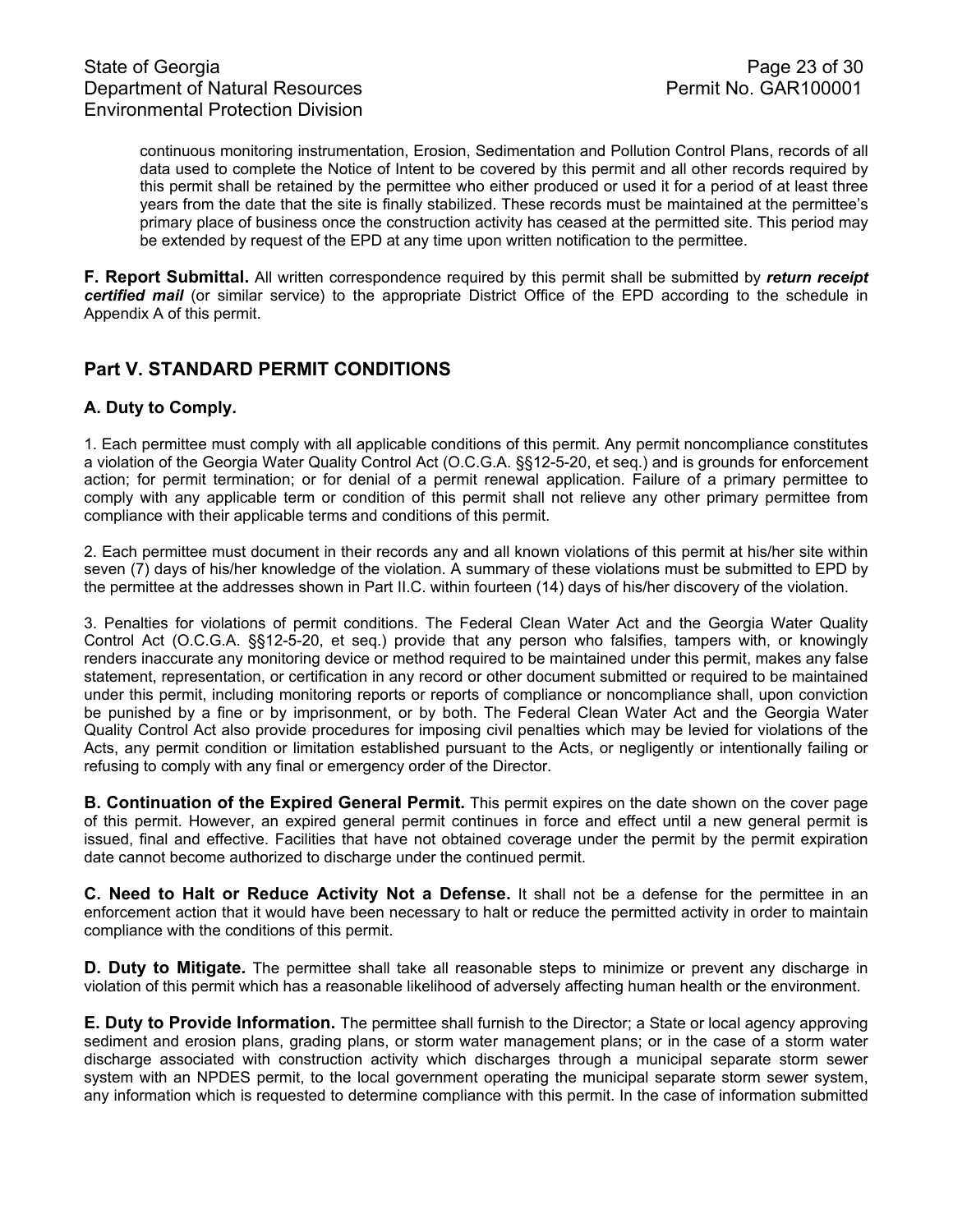continuous monitoring instrumentation, Erosion, Sedimentation and Pollution Control Plans, records of all data used to complete the Notice of Intent to be covered by this permit and all other records required by this permit shall be retained by the permittee who either produced or used it for a period of at least three years from the date that the site is finally stabilized. These records must be maintained at the permittee's primary place of business once the construction activity has ceased at the permitted site. This period may be extended by request of the EPD at any time upon written notification to the permittee.

**F. Report Submittal.** All written correspondence required by this permit shall be submitted by ***return receipt certified mail*** (or similar service) to the appropriate District Office of the EPD according to the schedule in Appendix A of this permit.

## Part V. STANDARD PERMIT CONDITIONS

### A. Duty to Comply.

1. Each permittee must comply with all applicable conditions of this permit. Any permit noncompliance constitutes a violation of the Georgia Water Quality Control Act (O.C.G.A. §§12-5-20, et seq.) and is grounds for enforcement action; for permit termination; or for denial of a permit renewal application. Failure of a primary permittee to comply with any applicable term or condition of this permit shall not relieve any other primary permittee from compliance with their applicable terms and conditions of this permit.

2. Each permittee must document in their records any and all known violations of this permit at his/her site within seven (7) days of his/her knowledge of the violation. A summary of these violations must be submitted to EPD by the permittee at the addresses shown in Part II.C. within fourteen (14) days of his/her discovery of the violation.

3. Penalties for violations of permit conditions. The Federal Clean Water Act and the Georgia Water Quality Control Act (O.C.G.A. §§12-5-20, et seq.) provide that any person who falsifies, tampers with, or knowingly renders inaccurate any monitoring device or method required to be maintained under this permit, makes any false statement, representation, or certification in any record or other document submitted or required to be maintained under this permit, including monitoring reports or reports of compliance or noncompliance shall, upon conviction be punished by a fine or by imprisonment, or by both. The Federal Clean Water Act and the Georgia Water Quality Control Act also provide procedures for imposing civil penalties which may be levied for violations of the Acts, any permit condition or limitation established pursuant to the Acts, or negligently or intentionally failing or refusing to comply with any final or emergency order of the Director.

**B. Continuation of the Expired General Permit.** This permit expires on the date shown on the cover page of this permit. However, an expired general permit continues in force and effect until a new general permit is issued, final and effective. Facilities that have not obtained coverage under the permit by the permit expiration date cannot become authorized to discharge under the continued permit.

**C. Need to Halt or Reduce Activity Not a Defense.** It shall not be a defense for the permittee in an enforcement action that it would have been necessary to halt or reduce the permitted activity in order to maintain compliance with the conditions of this permit.

**D. Duty to Mitigate.** The permittee shall take all reasonable steps to minimize or prevent any discharge in violation of this permit which has a reasonable likelihood of adversely affecting human health or the environment.

**E. Duty to Provide Information.** The permittee shall furnish to the Director; a State or local agency approving sediment and erosion plans, grading plans, or storm water management plans; or in the case of a storm water discharge associated with construction activity which discharges through a municipal separate storm sewer system with an NPDES permit, to the local government operating the municipal separate storm sewer system, any information which is requested to determine compliance with this permit. In the case of information submitted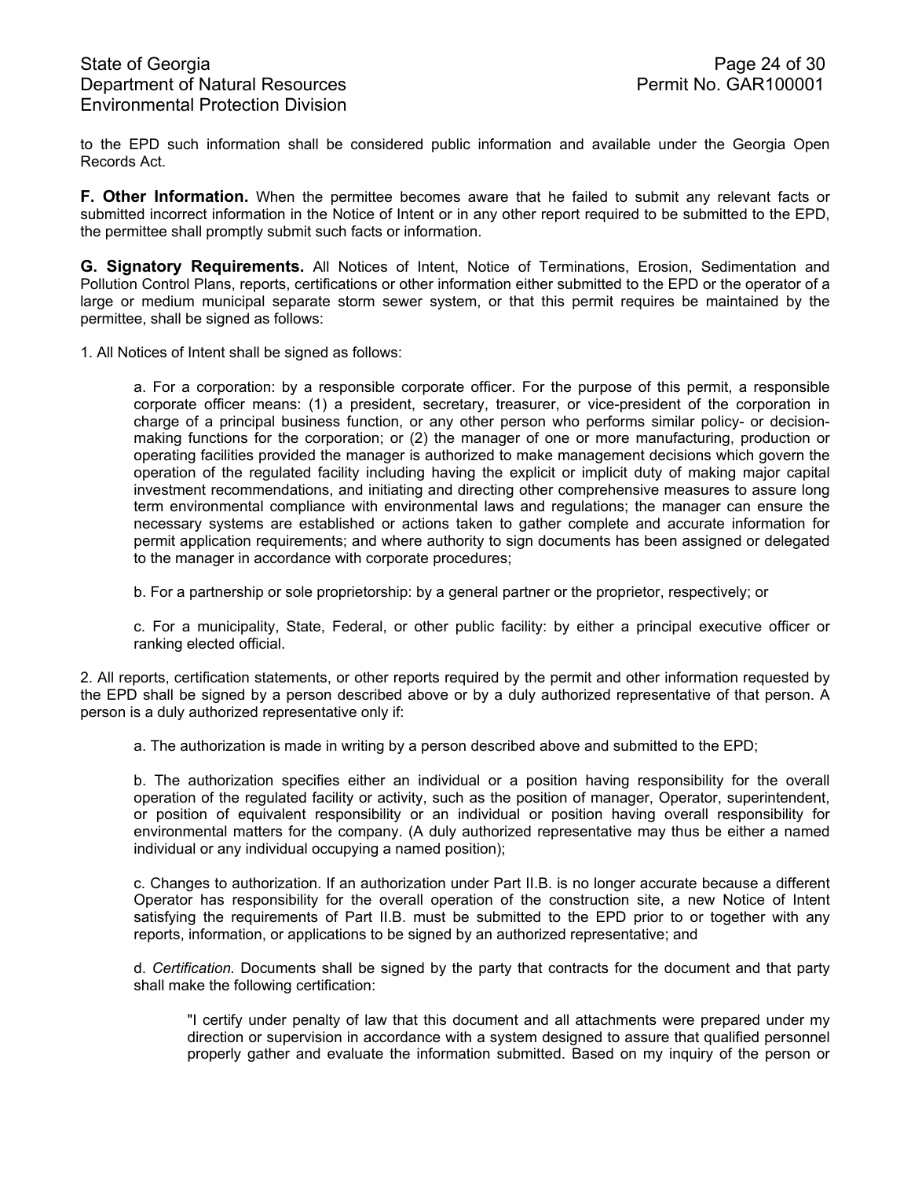to the EPD such information shall be considered public information and available under the Georgia Open Records Act.

**F. Other Information.** When the permittee becomes aware that he failed to submit any relevant facts or submitted incorrect information in the Notice of Intent or in any other report required to be submitted to the EPD, the permittee shall promptly submit such facts or information.

**G. Signatory Requirements.** All Notices of Intent, Notice of Terminations, Erosion, Sedimentation and Pollution Control Plans, reports, certifications or other information either submitted to the EPD or the operator of a large or medium municipal separate storm sewer system, or that this permit requires be maintained by the permittee, shall be signed as follows:

1. All Notices of Intent shall be signed as follows:

a. For a corporation: by a responsible corporate officer. For the purpose of this permit, a responsible corporate officer means: (1) a president, secretary, treasurer, or vice-president of the corporation in charge of a principal business function, or any other person who performs similar policy- or decision-making functions for the corporation; or (2) the manager of one or more manufacturing, production or operating facilities provided the manager is authorized to make management decisions which govern the operation of the regulated facility including having the explicit or implicit duty of making major capital investment recommendations, and initiating and directing other comprehensive measures to assure long term environmental compliance with environmental laws and regulations; the manager can ensure the necessary systems are established or actions taken to gather complete and accurate information for permit application requirements; and where authority to sign documents has been assigned or delegated to the manager in accordance with corporate procedures;

b. For a partnership or sole proprietorship: by a general partner or the proprietor, respectively; or

c. For a municipality, State, Federal, or other public facility: by either a principal executive officer or ranking elected official.

2. All reports, certification statements, or other reports required by the permit and other information requested by the EPD shall be signed by a person described above or by a duly authorized representative of that person. A person is a duly authorized representative only if:

a. The authorization is made in writing by a person described above and submitted to the EPD;

b. The authorization specifies either an individual or a position having responsibility for the overall operation of the regulated facility or activity, such as the position of manager, Operator, superintendent, or position of equivalent responsibility or an individual or position having overall responsibility for environmental matters for the company. (A duly authorized representative may thus be either a named individual or any individual occupying a named position);

c. Changes to authorization. If an authorization under Part II.B. is no longer accurate because a different Operator has responsibility for the overall operation of the construction site, a new Notice of Intent satisfying the requirements of Part II.B. must be submitted to the EPD prior to or together with any reports, information, or applications to be signed by an authorized representative; and

d. *Certification.* Documents shall be signed by the party that contracts for the document and that party shall make the following certification:

"I certify under penalty of law that this document and all attachments were prepared under my direction or supervision in accordance with a system designed to assure that qualified personnel properly gather and evaluate the information submitted. Based on my inquiry of the person or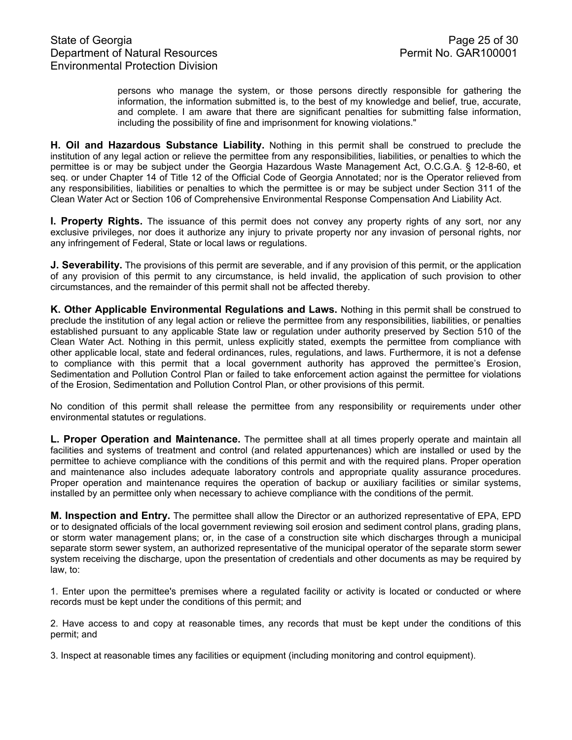persons who manage the system, or those persons directly responsible for gathering the information, the information submitted is, to the best of my knowledge and belief, true, accurate, and complete. I am aware that there are significant penalties for submitting false information, including the possibility of fine and imprisonment for knowing violations."

**H. Oil and Hazardous Substance Liability.** Nothing in this permit shall be construed to preclude the institution of any legal action or relieve the permittee from any responsibilities, liabilities, or penalties to which the permittee is or may be subject under the Georgia Hazardous Waste Management Act, O.C.G.A. § 12-8-60, et seq. or under Chapter 14 of Title 12 of the Official Code of Georgia Annotated; nor is the Operator relieved from any responsibilities, liabilities or penalties to which the permittee is or may be subject under Section 311 of the Clean Water Act or Section 106 of Comprehensive Environmental Response Compensation And Liability Act.

**I. Property Rights.** The issuance of this permit does not convey any property rights of any sort, nor any exclusive privileges, nor does it authorize any injury to private property nor any invasion of personal rights, nor any infringement of Federal, State or local laws or regulations.

**J. Severability.** The provisions of this permit are severable, and if any provision of this permit, or the application of any provision of this permit to any circumstance, is held invalid, the application of such provision to other circumstances, and the remainder of this permit shall not be affected thereby.

**K. Other Applicable Environmental Regulations and Laws.** Nothing in this permit shall be construed to preclude the institution of any legal action or relieve the permittee from any responsibilities, liabilities, or penalties established pursuant to any applicable State law or regulation under authority preserved by Section 510 of the Clean Water Act. Nothing in this permit, unless explicitly stated, exempts the permittee from compliance with other applicable local, state and federal ordinances, rules, regulations, and laws. Furthermore, it is not a defense to compliance with this permit that a local government authority has approved the permittee's Erosion, Sedimentation and Pollution Control Plan or failed to take enforcement action against the permittee for violations of the Erosion, Sedimentation and Pollution Control Plan, or other provisions of this permit.

No condition of this permit shall release the permittee from any responsibility or requirements under other environmental statutes or regulations.

**L. Proper Operation and Maintenance.** The permittee shall at all times properly operate and maintain all facilities and systems of treatment and control (and related appurtenances) which are installed or used by the permittee to achieve compliance with the conditions of this permit and with the required plans. Proper operation and maintenance also includes adequate laboratory controls and appropriate quality assurance procedures. Proper operation and maintenance requires the operation of backup or auxiliary facilities or similar systems, installed by an permittee only when necessary to achieve compliance with the conditions of the permit.

**M. Inspection and Entry.** The permittee shall allow the Director or an authorized representative of EPA, EPD or to designated officials of the local government reviewing soil erosion and sediment control plans, grading plans, or storm water management plans; or, in the case of a construction site which discharges through a municipal separate storm sewer system, an authorized representative of the municipal operator of the separate storm sewer system receiving the discharge, upon the presentation of credentials and other documents as may be required by law, to:

1. Enter upon the permittee's premises where a regulated facility or activity is located or conducted or where records must be kept under the conditions of this permit; and

2. Have access to and copy at reasonable times, any records that must be kept under the conditions of this permit; and

3. Inspect at reasonable times any facilities or equipment (including monitoring and control equipment).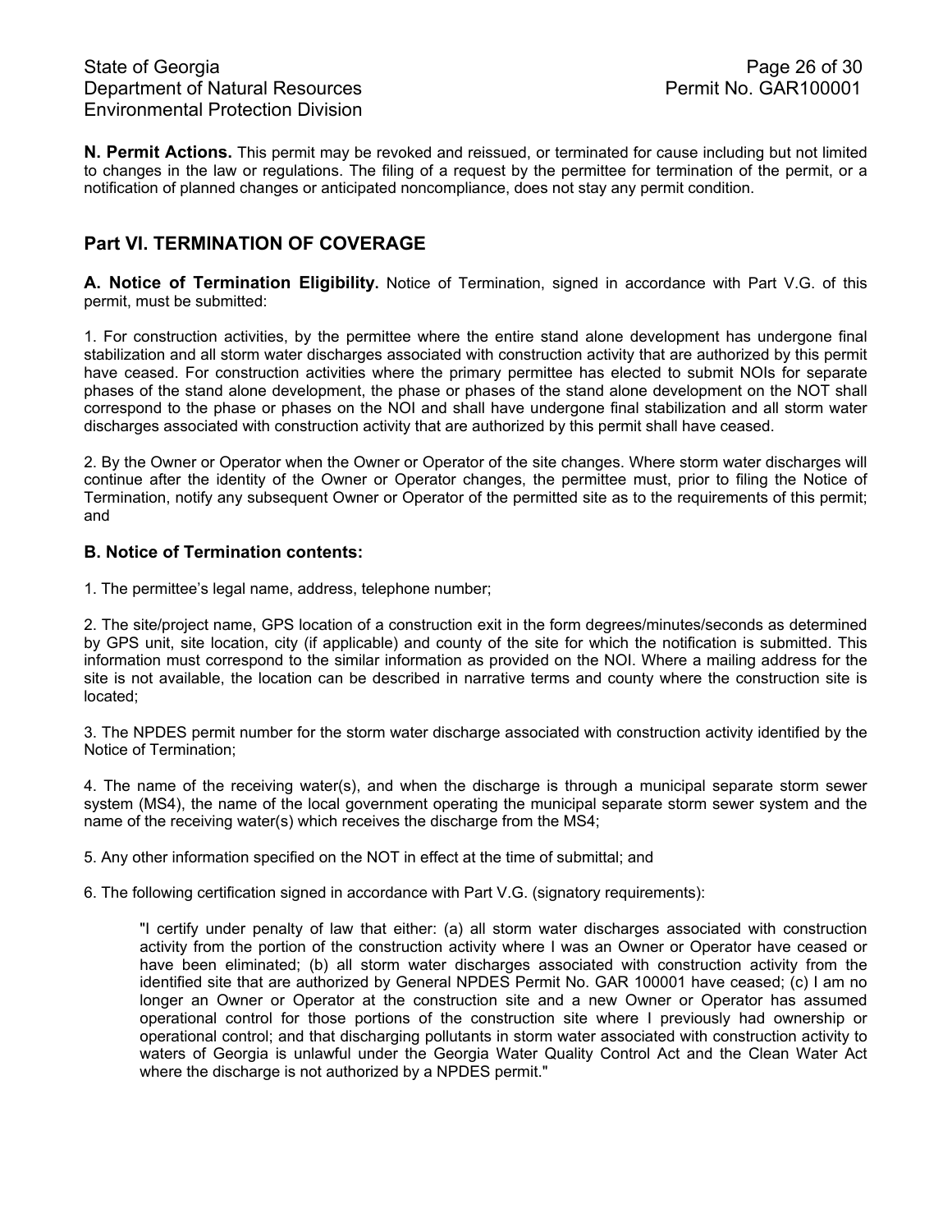**N. Permit Actions.** This permit may be revoked and reissued, or terminated for cause including but not limited to changes in the law or regulations. The filing of a request by the permittee for termination of the permit, or a notification of planned changes or anticipated noncompliance, does not stay any permit condition.

## Part VI. TERMINATION OF COVERAGE

**A. Notice of Termination Eligibility.** Notice of Termination, signed in accordance with Part V.G. of this permit, must be submitted:

1. For construction activities, by the permittee where the entire stand alone development has undergone final stabilization and all storm water discharges associated with construction activity that are authorized by this permit have ceased. For construction activities where the primary permittee has elected to submit NOIs for separate phases of the stand alone development, the phase or phases of the stand alone development on the NOT shall correspond to the phase or phases on the NOI and shall have undergone final stabilization and all storm water discharges associated with construction activity that are authorized by this permit shall have ceased.

2. By the Owner or Operator when the Owner or Operator of the site changes. Where storm water discharges will continue after the identity of the Owner or Operator changes, the permittee must, prior to filing the Notice of Termination, notify any subsequent Owner or Operator of the permitted site as to the requirements of this permit; and

### B. Notice of Termination contents:

1. The permittee's legal name, address, telephone number;

2. The site/project name, GPS location of a construction exit in the form degrees/minutes/seconds as determined by GPS unit, site location, city (if applicable) and county of the site for which the notification is submitted. This information must correspond to the similar information as provided on the NOI. Where a mailing address for the site is not available, the location can be described in narrative terms and county where the construction site is located;

3. The NPDES permit number for the storm water discharge associated with construction activity identified by the Notice of Termination;

4. The name of the receiving water(s), and when the discharge is through a municipal separate storm sewer system (MS4), the name of the local government operating the municipal separate storm sewer system and the name of the receiving water(s) which receives the discharge from the MS4;

5. Any other information specified on the NOT in effect at the time of submittal; and

6. The following certification signed in accordance with Part V.G. (signatory requirements):

> "I certify under penalty of law that either: (a) all storm water discharges associated with construction activity from the portion of the construction activity where I was an Owner or Operator have ceased or have been eliminated; (b) all storm water discharges associated with construction activity from the identified site that are authorized by General NPDES Permit No. GAR 100001 have ceased; (c) I am no longer an Owner or Operator at the construction site and a new Owner or Operator has assumed operational control for those portions of the construction site where I previously had ownership or operational control; and that discharging pollutants in storm water associated with construction activity to waters of Georgia is unlawful under the Georgia Water Quality Control Act and the Clean Water Act where the discharge is not authorized by a NPDES permit."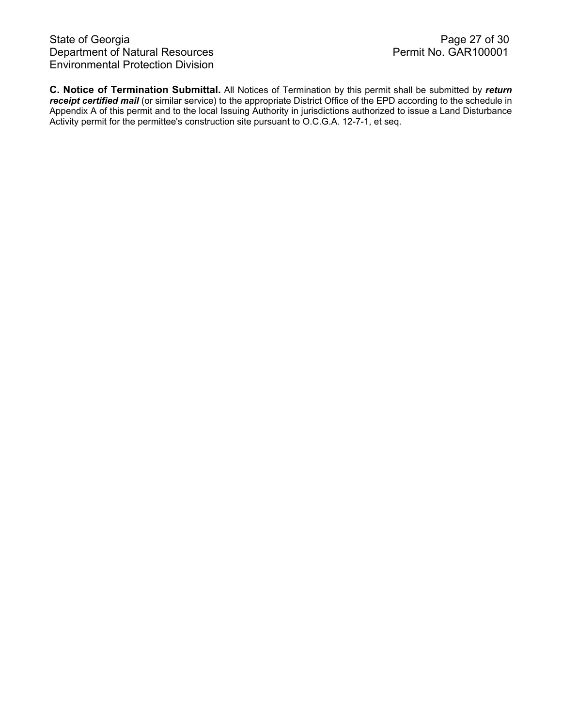**C. Notice of Termination Submittal.** All Notices of Termination by this permit shall be submitted by ***return receipt certified mail*** (or similar service) to the appropriate District Office of the EPD according to the schedule in Appendix A of this permit and to the local Issuing Authority in jurisdictions authorized to issue a Land Disturbance Activity permit for the permittee's construction site pursuant to O.C.G.A. 12-7-1, et seq.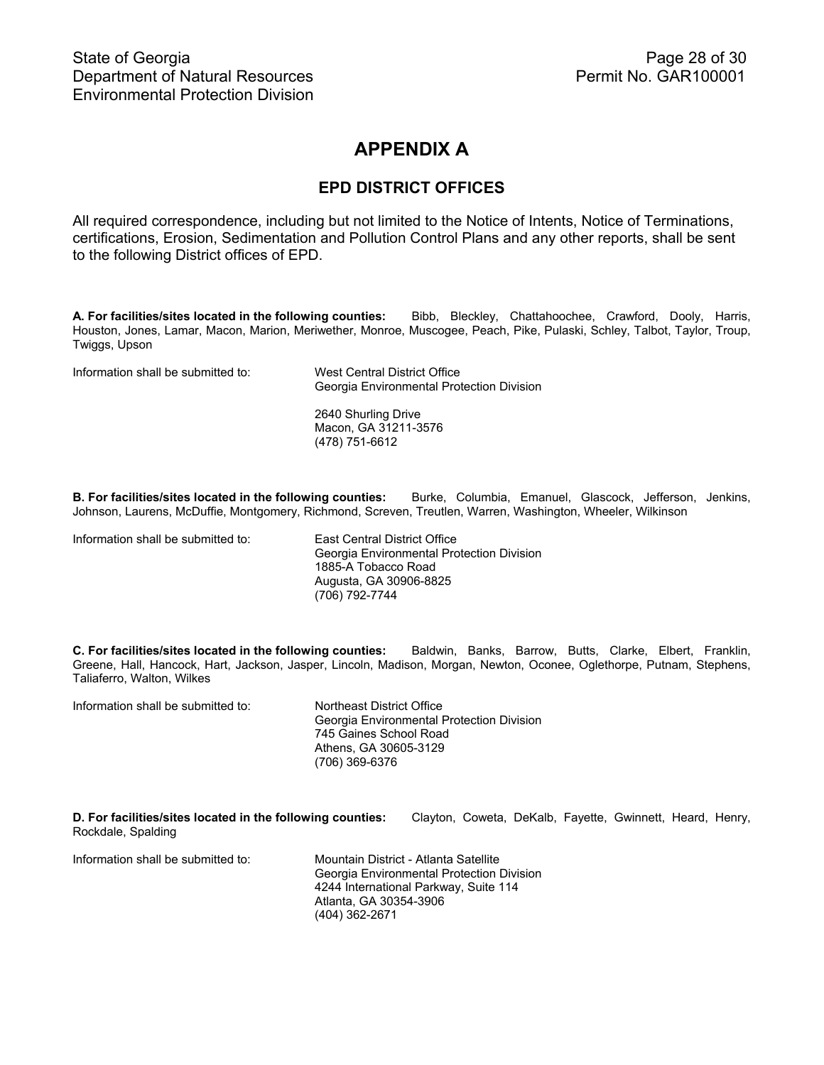# APPENDIX A

## EPD DISTRICT OFFICES

All required correspondence, including but not limited to the Notice of Intents, Notice of Terminations, certifications, Erosion, Sedimentation and Pollution Control Plans and any other reports, shall be sent to the following District offices of EPD.

**A. For facilities/sites located in the following counties:** Bibb, Bleckley, Chattahoochee, Crawford, Dooly, Harris, Houston, Jones, Lamar, Macon, Marion, Meriwether, Monroe, Muscogee, Peach, Pike, Pulaski, Schley, Talbot, Taylor, Troup, Twiggs, Upson

Information shall be submitted to:

West Central District Office
Georgia Environmental Protection Division

2640 Shurling Drive
Macon, GA 31211-3576
(478) 751-6612

**B. For facilities/sites located in the following counties:** Burke, Columbia, Emanuel, Glascock, Jefferson, Jenkins, Johnson, Laurens, McDuffie, Montgomery, Richmond, Screven, Treutlen, Warren, Washington, Wheeler, Wilkinson

Information shall be submitted to:

East Central District Office
Georgia Environmental Protection Division
1885-A Tobacco Road
Augusta, GA 30906-8825
(706) 792-7744

**C. For facilities/sites located in the following counties:** Baldwin, Banks, Barrow, Butts, Clarke, Elbert, Franklin, Greene, Hall, Hancock, Hart, Jackson, Jasper, Lincoln, Madison, Morgan, Newton, Oconee, Oglethorpe, Putnam, Stephens, Taliaferro, Walton, Wilkes

Information shall be submitted to:

Northeast District Office
Georgia Environmental Protection Division
745 Gaines School Road
Athens, GA 30605-3129
(706) 369-6376

**D. For facilities/sites located in the following counties:** Clayton, Coweta, DeKalb, Fayette, Gwinnett, Heard, Henry, Rockdale, Spalding

Information shall be submitted to:

Mountain District - Atlanta Satellite
Georgia Environmental Protection Division
4244 International Parkway, Suite 114
Atlanta, GA 30354-3906
(404) 362-2671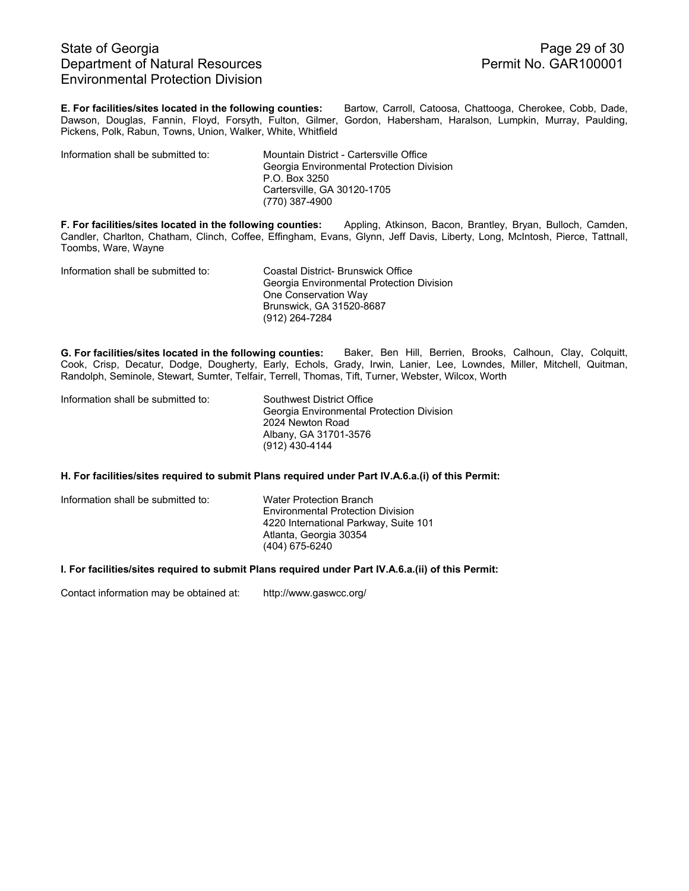**E. For facilities/sites located in the following counties:** Bartow, Carroll, Catoosa, Chattooga, Cherokee, Cobb, Dade, Dawson, Douglas, Fannin, Floyd, Forsyth, Fulton, Gilmer, Gordon, Habersham, Haralson, Lumpkin, Murray, Paulding, Pickens, Polk, Rabun, Towns, Union, Walker, White, Whitfield

Information shall be submitted to:

Mountain District - Cartersville Office
Georgia Environmental Protection Division
P.O. Box 3250
Cartersville, GA 30120-1705
(770) 387-4900

**F. For facilities/sites located in the following counties:** Appling, Atkinson, Bacon, Brantley, Bryan, Bulloch, Camden, Candler, Charlton, Chatham, Clinch, Coffee, Effingham, Evans, Glynn, Jeff Davis, Liberty, Long, McIntosh, Pierce, Tattnall, Toombs, Ware, Wayne

Information shall be submitted to:

Coastal District- Brunswick Office
Georgia Environmental Protection Division
One Conservation Way
Brunswick, GA 31520-8687
(912) 264-7284

**G. For facilities/sites located in the following counties:** Baker, Ben Hill, Berrien, Brooks, Calhoun, Clay, Colquitt, Cook, Crisp, Decatur, Dodge, Dougherty, Early, Echols, Grady, Irwin, Lanier, Lee, Lowndes, Miller, Mitchell, Quitman, Randolph, Seminole, Stewart, Sumter, Telfair, Terrell, Thomas, Tift, Turner, Webster, Wilcox, Worth

Information shall be submitted to:

Southwest District Office
Georgia Environmental Protection Division
2024 Newton Road
Albany, GA 31701-3576
(912) 430-4144

**H. For facilities/sites required to submit Plans required under Part IV.A.6.a.(i) of this Permit:**

Information shall be submitted to:

Water Protection Branch
Environmental Protection Division
4220 International Parkway, Suite 101
Atlanta, Georgia 30354
(404) 675-6240

**I. For facilities/sites required to submit Plans required under Part IV.A.6.a.(ii) of this Permit:**

Contact information may be obtained at: http://www.gaswcc.org/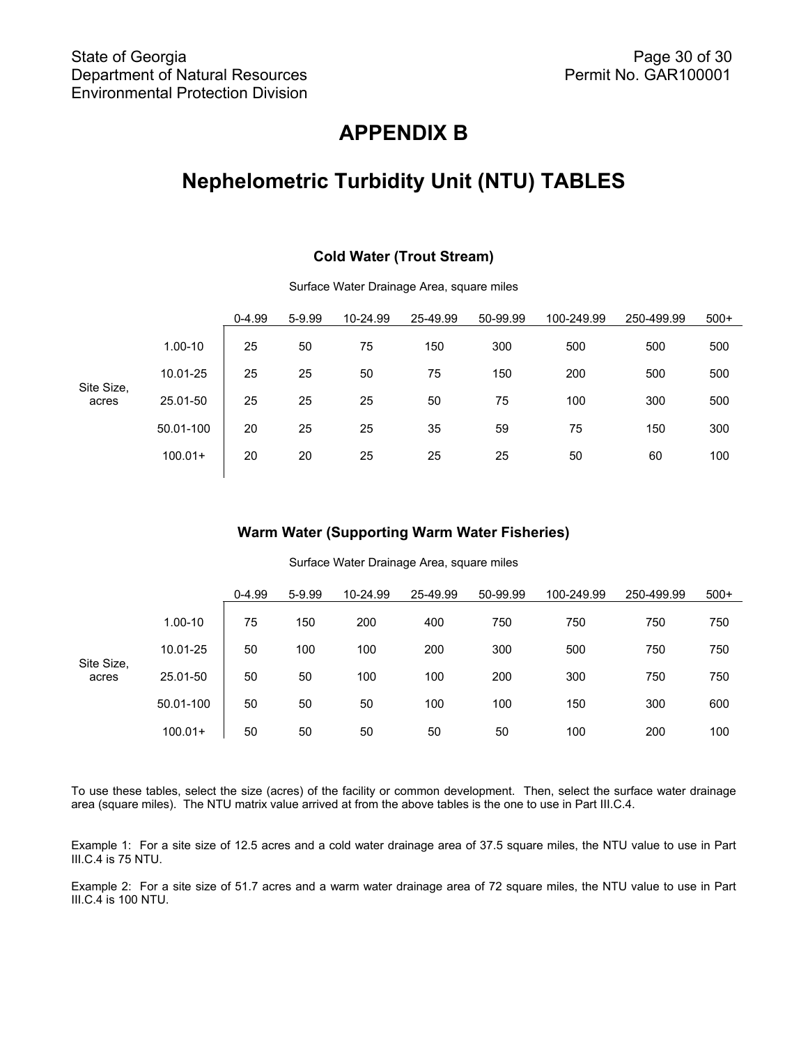# APPENDIX B

# Nephelometric Turbidity Unit (NTU) TABLES

### Cold Water (Trout Stream)

Surface Water Drainage Area, square miles

| | | 0-4.99 | 5-9.99 | 10-24.99 | 25-49.99 | 50-99.99 | 100-249.99 | 250-499.99 | 500+ |
|---|---|---|---|---|---|---|---|---|---|
| Site Size, acres | 1.00-10 | 25 | 50 | 75 | 150 | 300 | 500 | 500 | 500 |
| | 10.01-25 | 25 | 25 | 50 | 75 | 150 | 200 | 500 | 500 |
| | 25.01-50 | 25 | 25 | 25 | 50 | 75 | 100 | 300 | 500 |
| | 50.01-100 | 20 | 25 | 25 | 35 | 59 | 75 | 150 | 300 |
| | 100.01+ | 20 | 20 | 25 | 25 | 25 | 50 | 60 | 100 |

### Warm Water (Supporting Warm Water Fisheries)

Surface Water Drainage Area, square miles

| | | 0-4.99 | 5-9.99 | 10-24.99 | 25-49.99 | 50-99.99 | 100-249.99 | 250-499.99 | 500+ |
|---|---|---|---|---|---|---|---|---|---|
| Site Size, acres | 1.00-10 | 75 | 150 | 200 | 400 | 750 | 750 | 750 | 750 |
| | 10.01-25 | 50 | 100 | 100 | 200 | 300 | 500 | 750 | 750 |
| | 25.01-50 | 50 | 50 | 100 | 100 | 200 | 300 | 750 | 750 |
| | 50.01-100 | 50 | 50 | 50 | 100 | 100 | 150 | 300 | 600 |
| | 100.01+ | 50 | 50 | 50 | 50 | 50 | 100 | 200 | 100 |

To use these tables, select the size (acres) of the facility or common development. Then, select the surface water drainage area (square miles). The NTU matrix value arrived at from the above tables is the one to use in Part III.C.4.

Example 1: For a site size of 12.5 acres and a cold water drainage area of 37.5 square miles, the NTU value to use in Part III.C.4 is 75 NTU.

Example 2: For a site size of 51.7 acres and a warm water drainage area of 72 square miles, the NTU value to use in Part III.C.4 is 100 NTU.